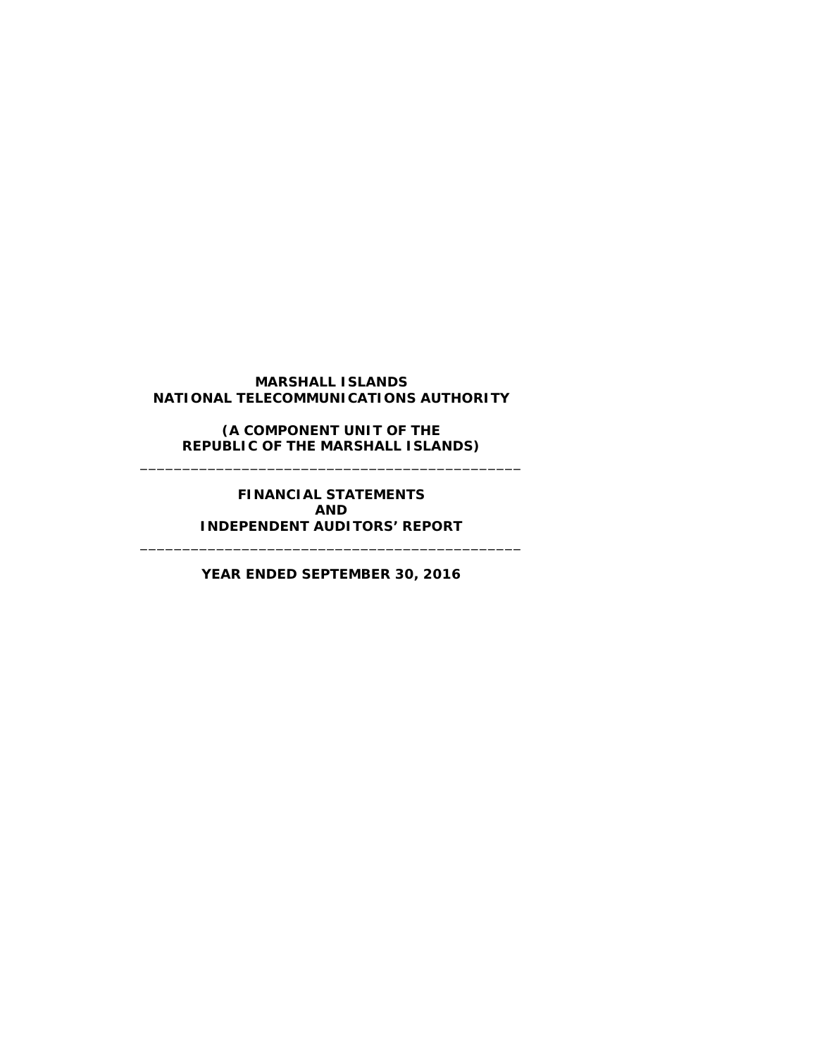**MARSHALL ISLANDS**
**NATIONAL TELECOMMUNICATIONS AUTHORITY**

**(A COMPONENT UNIT OF THE**
**REPUBLIC OF THE MARSHALL ISLANDS)**

---

**FINANCIAL STATEMENTS**
**AND**
**INDEPENDENT AUDITORS' REPORT**

---

**YEAR ENDED SEPTEMBER 30, 2016**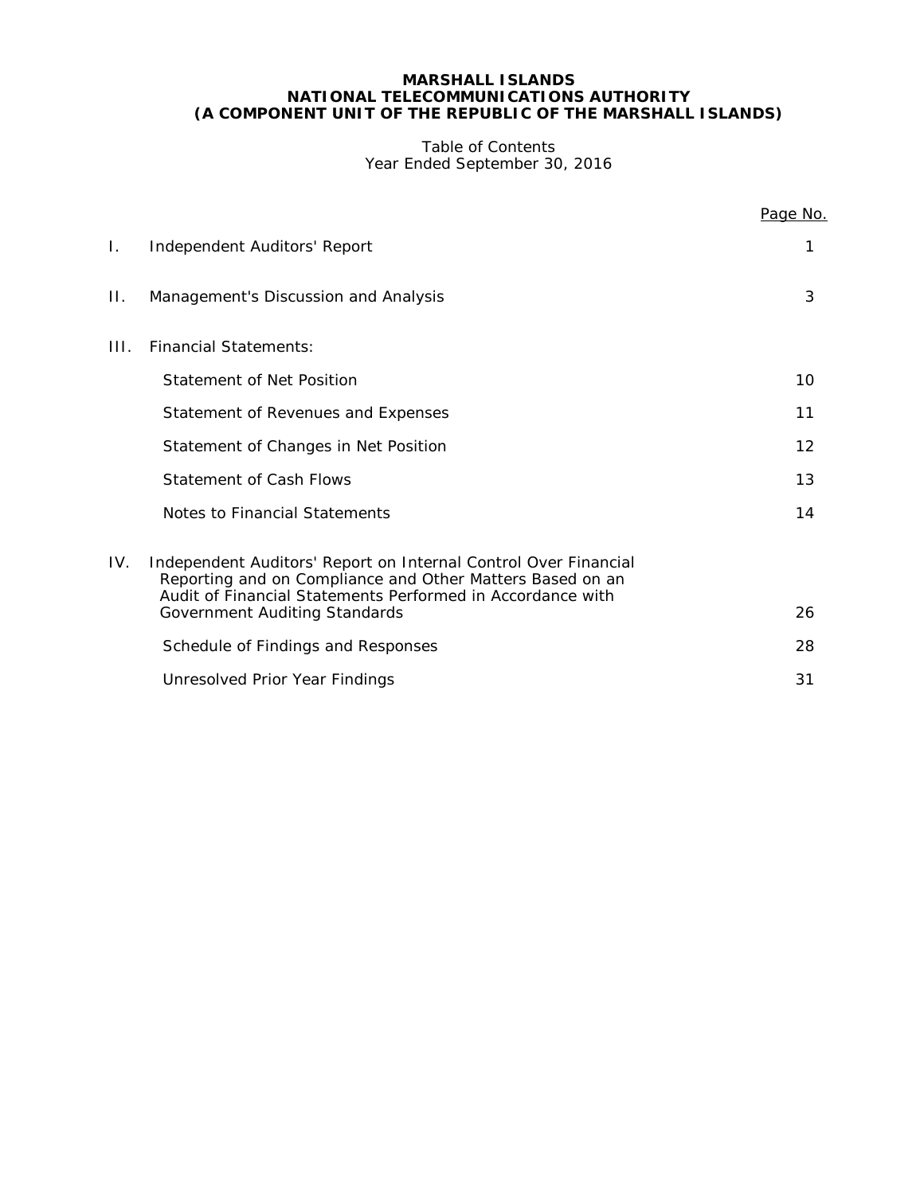**MARSHALL ISLANDS**
**NATIONAL TELECOMMUNICATIONS AUTHORITY**
**(A COMPONENT UNIT OF THE REPUBLIC OF THE MARSHALL ISLANDS)**

Table of Contents
Year Ended September 30, 2016

| | | Page No. |
|---|---|---|
| I. | Independent Auditors' Report | 1 |
| II. | Management's Discussion and Analysis | 3 |
| III. | Financial Statements: | |
| | Statement of Net Position | 10 |
| | Statement of Revenues and Expenses | 11 |
| | Statement of Changes in Net Position | 12 |
| | Statement of Cash Flows | 13 |
| | Notes to Financial Statements | 14 |
| IV. | Independent Auditors' Report on Internal Control Over Financial Reporting and on Compliance and Other Matters Based on an Audit of Financial Statements Performed in Accordance with Government Auditing Standards | 26 |
| | Schedule of Findings and Responses | 28 |
| | Unresolved Prior Year Findings | 31 |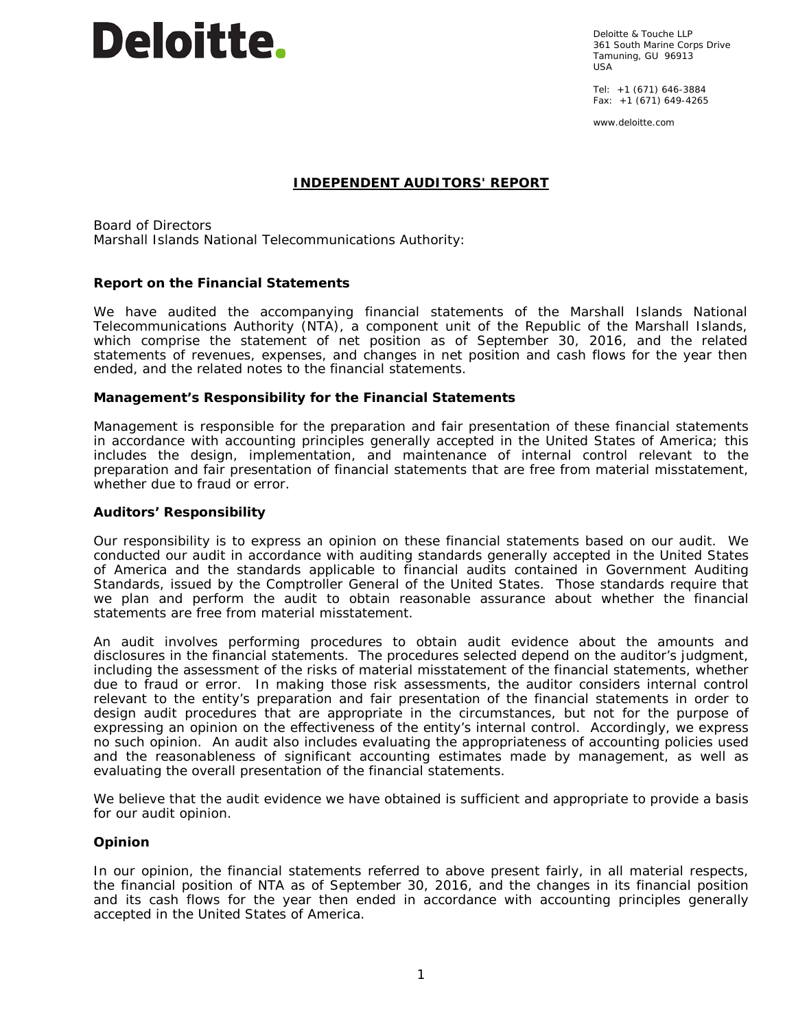**Deloitte.**

Deloitte & Touche LLP
361 South Marine Corps Drive
Tamuning, GU 96913
USA

Tel: +1 (671) 646-3884
Fax: +1 (671) 649-4265

www.deloitte.com

# INDEPENDENT AUDITORS' REPORT

Board of Directors
Marshall Islands National Telecommunications Authority:

## Report on the Financial Statements

We have audited the accompanying financial statements of the Marshall Islands National Telecommunications Authority (NTA), a component unit of the Republic of the Marshall Islands, which comprise the statement of net position as of September 30, 2016, and the related statements of revenues, expenses, and changes in net position and cash flows for the year then ended, and the related notes to the financial statements.

## Management's Responsibility for the Financial Statements

Management is responsible for the preparation and fair presentation of these financial statements in accordance with accounting principles generally accepted in the United States of America; this includes the design, implementation, and maintenance of internal control relevant to the preparation and fair presentation of financial statements that are free from material misstatement, whether due to fraud or error.

## Auditors' Responsibility

Our responsibility is to express an opinion on these financial statements based on our audit. We conducted our audit in accordance with auditing standards generally accepted in the United States of America and the standards applicable to financial audits contained in Government Auditing Standards, issued by the Comptroller General of the United States. Those standards require that we plan and perform the audit to obtain reasonable assurance about whether the financial statements are free from material misstatement.

An audit involves performing procedures to obtain audit evidence about the amounts and disclosures in the financial statements. The procedures selected depend on the auditor's judgment, including the assessment of the risks of material misstatement of the financial statements, whether due to fraud or error. In making those risk assessments, the auditor considers internal control relevant to the entity's preparation and fair presentation of the financial statements in order to design audit procedures that are appropriate in the circumstances, but not for the purpose of expressing an opinion on the effectiveness of the entity's internal control. Accordingly, we express no such opinion. An audit also includes evaluating the appropriateness of accounting policies used and the reasonableness of significant accounting estimates made by management, as well as evaluating the overall presentation of the financial statements.

We believe that the audit evidence we have obtained is sufficient and appropriate to provide a basis for our audit opinion.

## Opinion

In our opinion, the financial statements referred to above present fairly, in all material respects, the financial position of NTA as of September 30, 2016, and the changes in its financial position and its cash flows for the year then ended in accordance with accounting principles generally accepted in the United States of America.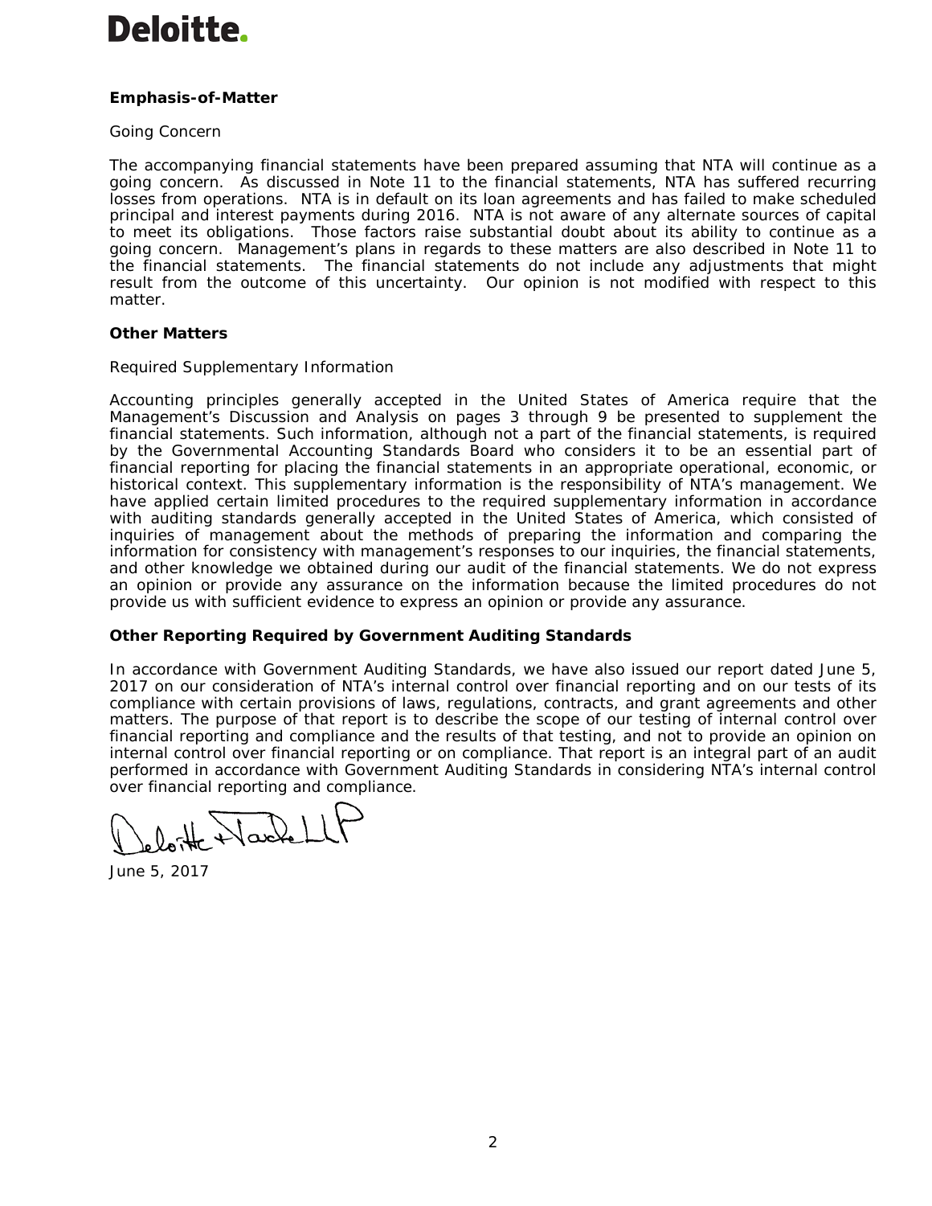**Deloitte.**

**Emphasis-of-Matter**

Going Concern

The accompanying financial statements have been prepared assuming that NTA will continue as a going concern. As discussed in Note 11 to the financial statements, NTA has suffered recurring losses from operations. NTA is in default on its loan agreements and has failed to make scheduled principal and interest payments during 2016. NTA is not aware of any alternate sources of capital to meet its obligations. Those factors raise substantial doubt about its ability to continue as a going concern. Management's plans in regards to these matters are also described in Note 11 to the financial statements. The financial statements do not include any adjustments that might result from the outcome of this uncertainty. Our opinion is not modified with respect to this matter.

**Other Matters**

Required Supplementary Information

Accounting principles generally accepted in the United States of America require that the Management's Discussion and Analysis on pages 3 through 9 be presented to supplement the financial statements. Such information, although not a part of the financial statements, is required by the Governmental Accounting Standards Board who considers it to be an essential part of financial reporting for placing the financial statements in an appropriate operational, economic, or historical context. This supplementary information is the responsibility of NTA's management. We have applied certain limited procedures to the required supplementary information in accordance with auditing standards generally accepted in the United States of America, which consisted of inquiries of management about the methods of preparing the information and comparing the information for consistency with management's responses to our inquiries, the financial statements, and other knowledge we obtained during our audit of the financial statements. We do not express an opinion or provide any assurance on the information because the limited procedures do not provide us with sufficient evidence to express an opinion or provide any assurance.

**Other Reporting Required by Government Auditing Standards**

In accordance with Government Auditing Standards, we have also issued our report dated June 5, 2017 on our consideration of NTA's internal control over financial reporting and on our tests of its compliance with certain provisions of laws, regulations, contracts, and grant agreements and other matters. The purpose of that report is to describe the scope of our testing of internal control over financial reporting and compliance and the results of that testing, and not to provide an opinion on internal control over financial reporting or on compliance. That report is an integral part of an audit performed in accordance with Government Auditing Standards in considering NTA's internal control over financial reporting and compliance.

Deloitte & Touche LLP

June 5, 2017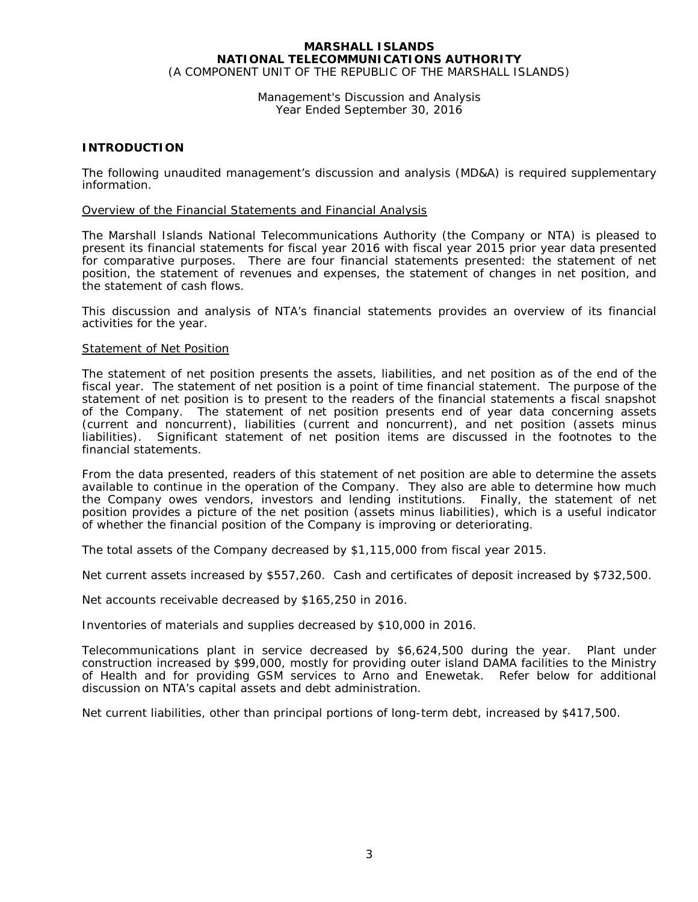**MARSHALL ISLANDS**
**NATIONAL TELECOMMUNICATIONS AUTHORITY**
(A COMPONENT UNIT OF THE REPUBLIC OF THE MARSHALL ISLANDS)

Management's Discussion and Analysis
Year Ended September 30, 2016

## INTRODUCTION

The following unaudited management's discussion and analysis (MD&A) is required supplementary information.

Overview of the Financial Statements and Financial Analysis

The Marshall Islands National Telecommunications Authority (the Company or NTA) is pleased to present its financial statements for fiscal year 2016 with fiscal year 2015 prior year data presented for comparative purposes. There are four financial statements presented: the statement of net position, the statement of revenues and expenses, the statement of changes in net position, and the statement of cash flows.

This discussion and analysis of NTA's financial statements provides an overview of its financial activities for the year.

Statement of Net Position

The statement of net position presents the assets, liabilities, and net position as of the end of the fiscal year. The statement of net position is a point of time financial statement. The purpose of the statement of net position is to present to the readers of the financial statements a fiscal snapshot of the Company. The statement of net position presents end of year data concerning assets (current and noncurrent), liabilities (current and noncurrent), and net position (assets minus liabilities). Significant statement of net position items are discussed in the footnotes to the financial statements.

From the data presented, readers of this statement of net position are able to determine the assets available to continue in the operation of the Company. They also are able to determine how much the Company owes vendors, investors and lending institutions. Finally, the statement of net position provides a picture of the net position (assets minus liabilities), which is a useful indicator of whether the financial position of the Company is improving or deteriorating.

The total assets of the Company decreased by $1,115,000 from fiscal year 2015.

Net current assets increased by $557,260. Cash and certificates of deposit increased by $732,500.

Net accounts receivable decreased by $165,250 in 2016.

Inventories of materials and supplies decreased by $10,000 in 2016.

Telecommunications plant in service decreased by $6,624,500 during the year. Plant under construction increased by $99,000, mostly for providing outer island DAMA facilities to the Ministry of Health and for providing GSM services to Arno and Enewetak. Refer below for additional discussion on NTA's capital assets and debt administration.

Net current liabilities, other than principal portions of long-term debt, increased by $417,500.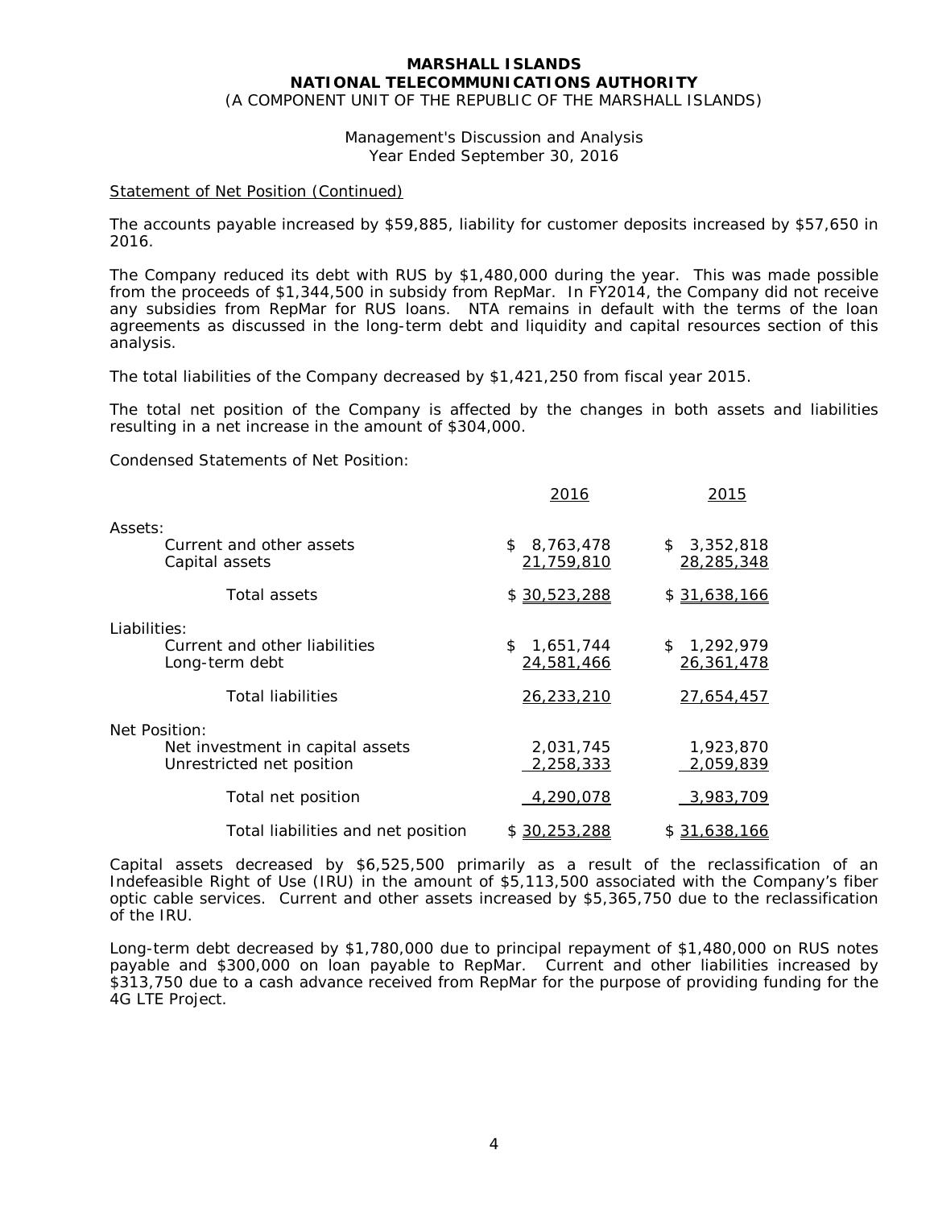# MARSHALL ISLANDS
# NATIONAL TELECOMMUNICATIONS AUTHORITY
(A COMPONENT UNIT OF THE REPUBLIC OF THE MARSHALL ISLANDS)

Management's Discussion and Analysis
Year Ended September 30, 2016

Statement of Net Position (Continued)

The accounts payable increased by $59,885, liability for customer deposits increased by $57,650 in 2016.

The Company reduced its debt with RUS by $1,480,000 during the year. This was made possible from the proceeds of $1,344,500 in subsidy from RepMar. In FY2014, the Company did not receive any subsidies from RepMar for RUS loans. NTA remains in default with the terms of the loan agreements as discussed in the long-term debt and liquidity and capital resources section of this analysis.

The total liabilities of the Company decreased by $1,421,250 from fiscal year 2015.

The total net position of the Company is affected by the changes in both assets and liabilities resulting in a net increase in the amount of $304,000.

Condensed Statements of Net Position:

| | 2016 | 2015 |
|---|---|---|
| Assets: | | |
| Current and other assets | $ 8,763,478 | $ 3,352,818 |
| Capital assets | 21,759,810 | 28,285,348 |
| Total assets | $ 30,523,288 | $ 31,638,166 |
| Liabilities: | | |
| Current and other liabilities | $ 1,651,744 | $ 1,292,979 |
| Long-term debt | 24,581,466 | 26,361,478 |
| Total liabilities | 26,233,210 | 27,654,457 |
| Net Position: | | |
| Net investment in capital assets | 2,031,745 | 1,923,870 |
| Unrestricted net position | 2,258,333 | 2,059,839 |
| Total net position | 4,290,078 | 3,983,709 |
| Total liabilities and net position | $ 30,253,288 | $ 31,638,166 |

Capital assets decreased by $6,525,500 primarily as a result of the reclassification of an Indefeasible Right of Use (IRU) in the amount of $5,113,500 associated with the Company's fiber optic cable services. Current and other assets increased by $5,365,750 due to the reclassification of the IRU.

Long-term debt decreased by $1,780,000 due to principal repayment of $1,480,000 on RUS notes payable and $300,000 on loan payable to RepMar. Current and other liabilities increased by $313,750 due to a cash advance received from RepMar for the purpose of providing funding for the 4G LTE Project.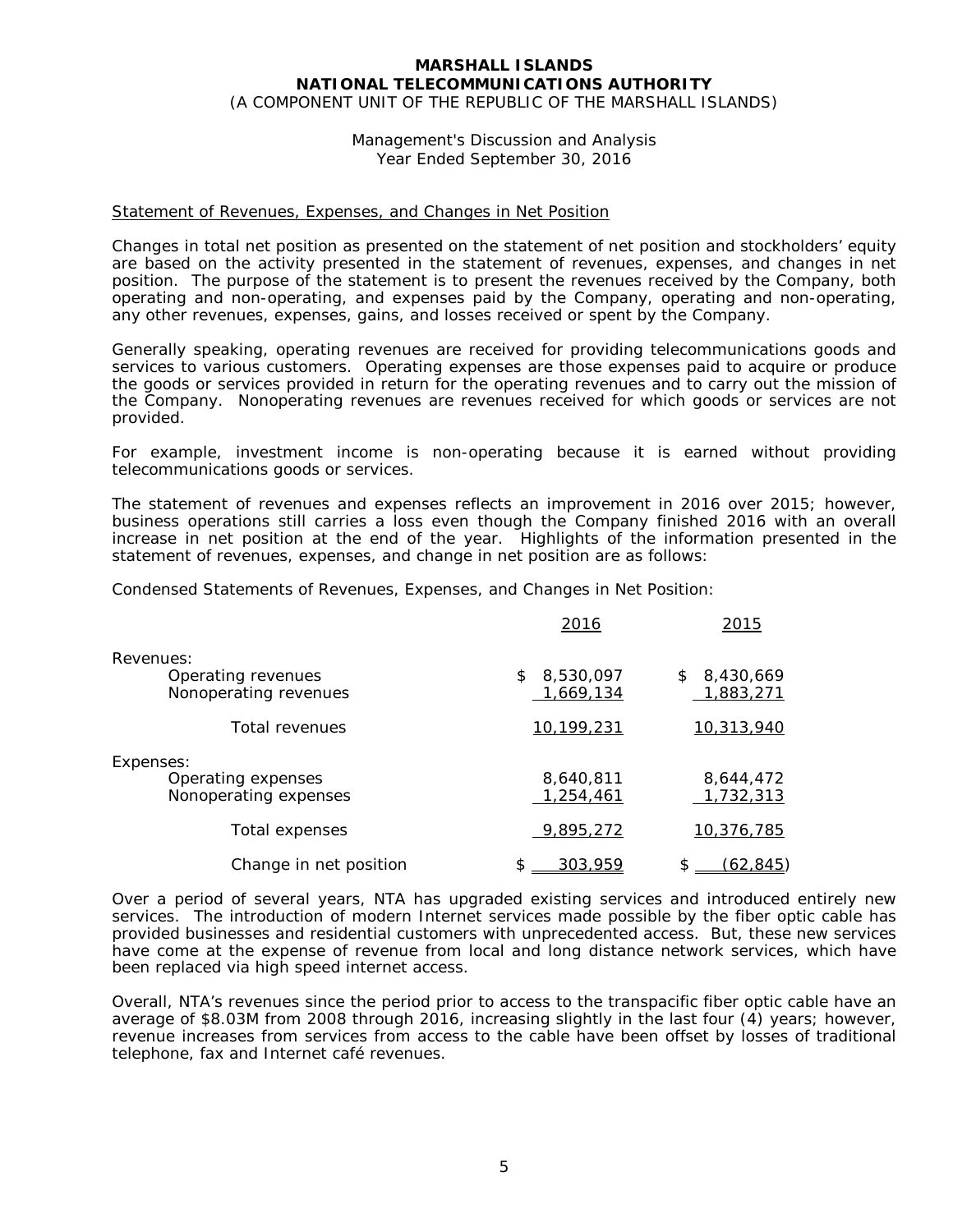# MARSHALL ISLANDS
# NATIONAL TELECOMMUNICATIONS AUTHORITY
(A COMPONENT UNIT OF THE REPUBLIC OF THE MARSHALL ISLANDS)

Management's Discussion and Analysis
Year Ended September 30, 2016

## Statement of Revenues, Expenses, and Changes in Net Position

Changes in total net position as presented on the statement of net position and stockholders' equity are based on the activity presented in the statement of revenues, expenses, and changes in net position. The purpose of the statement is to present the revenues received by the Company, both operating and non-operating, and expenses paid by the Company, operating and non-operating, any other revenues, expenses, gains, and losses received or spent by the Company.

Generally speaking, operating revenues are received for providing telecommunications goods and services to various customers. Operating expenses are those expenses paid to acquire or produce the goods or services provided in return for the operating revenues and to carry out the mission of the Company. Nonoperating revenues are revenues received for which goods or services are not provided.

For example, investment income is non-operating because it is earned without providing telecommunications goods or services.

The statement of revenues and expenses reflects an improvement in 2016 over 2015; however, business operations still carries a loss even though the Company finished 2016 with an overall increase in net position at the end of the year. Highlights of the information presented in the statement of revenues, expenses, and change in net position are as follows:

Condensed Statements of Revenues, Expenses, and Changes in Net Position:

| | 2016 | 2015 |
|---|---|---|
| Revenues: | | |
| Operating revenues | $ 8,530,097 | $ 8,430,669 |
| Nonoperating revenues | 1,669,134 | 1,883,271 |
| Total revenues | 10,199,231 | 10,313,940 |
| Expenses: | | |
| Operating expenses | 8,640,811 | 8,644,472 |
| Nonoperating expenses | 1,254,461 | 1,732,313 |
| Total expenses | 9,895,272 | 10,376,785 |
| Change in net position | $ 303,959 | $ (62,845) |

Over a period of several years, NTA has upgraded existing services and introduced entirely new services. The introduction of modern Internet services made possible by the fiber optic cable has provided businesses and residential customers with unprecedented access. But, these new services have come at the expense of revenue from local and long distance network services, which have been replaced via high speed internet access.

Overall, NTA's revenues since the period prior to access to the transpacific fiber optic cable have an average of $8.03M from 2008 through 2016, increasing slightly in the last four (4) years; however, revenue increases from services from access to the cable have been offset by losses of traditional telephone, fax and Internet café revenues.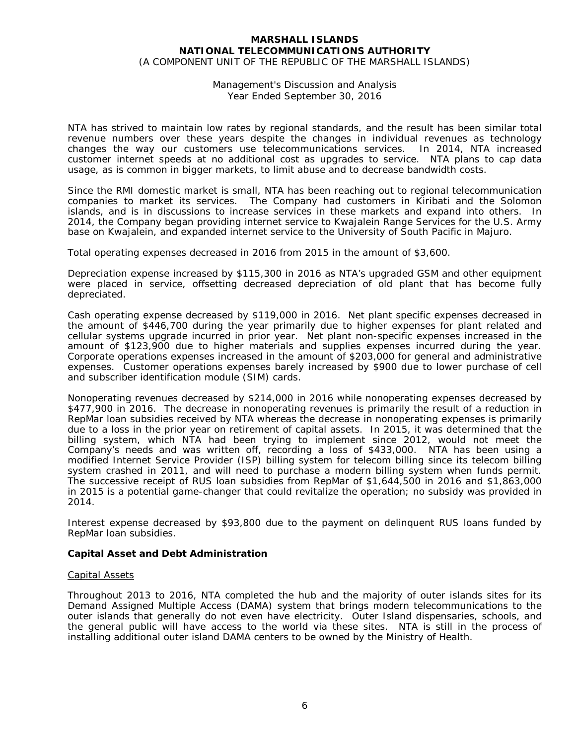NTA has strived to maintain low rates by regional standards, and the result has been similar total revenue numbers over these years despite the changes in individual revenues as technology changes the way our customers use telecommunications services. In 2014, NTA increased customer internet speeds at no additional cost as upgrades to service. NTA plans to cap data usage, as is common in bigger markets, to limit abuse and to decrease bandwidth costs.

Since the RMI domestic market is small, NTA has been reaching out to regional telecommunication companies to market its services. The Company had customers in Kiribati and the Solomon islands, and is in discussions to increase services in these markets and expand into others. In 2014, the Company began providing internet service to Kwajalein Range Services for the U.S. Army base on Kwajalein, and expanded internet service to the University of South Pacific in Majuro.

Total operating expenses decreased in 2016 from 2015 in the amount of $3,600.

Depreciation expense increased by $115,300 in 2016 as NTA's upgraded GSM and other equipment were placed in service, offsetting decreased depreciation of old plant that has become fully depreciated.

Cash operating expense decreased by $119,000 in 2016. Net plant specific expenses decreased in the amount of $446,700 during the year primarily due to higher expenses for plant related and cellular systems upgrade incurred in prior year. Net plant non-specific expenses increased in the amount of $123,900 due to higher materials and supplies expenses incurred during the year. Corporate operations expenses increased in the amount of $203,000 for general and administrative expenses. Customer operations expenses barely increased by $900 due to lower purchase of cell and subscriber identification module (SIM) cards.

Nonoperating revenues decreased by $214,000 in 2016 while nonoperating expenses decreased by $477,900 in 2016. The decrease in nonoperating revenues is primarily the result of a reduction in RepMar loan subsidies received by NTA whereas the decrease in nonoperating expenses is primarily due to a loss in the prior year on retirement of capital assets. In 2015, it was determined that the billing system, which NTA had been trying to implement since 2012, would not meet the Company's needs and was written off, recording a loss of $433,000. NTA has been using a modified Internet Service Provider (ISP) billing system for telecom billing since its telecom billing system crashed in 2011, and will need to purchase a modern billing system when funds permit. The successive receipt of RUS loan subsidies from RepMar of $1,644,500 in 2016 and $1,863,000 in 2015 is a potential game-changer that could revitalize the operation; no subsidy was provided in 2014.

Interest expense decreased by $93,800 due to the payment on delinquent RUS loans funded by RepMar loan subsidies.

## Capital Asset and Debt Administration

### Capital Assets

Throughout 2013 to 2016, NTA completed the hub and the majority of outer islands sites for its Demand Assigned Multiple Access (DAMA) system that brings modern telecommunications to the outer islands that generally do not even have electricity. Outer Island dispensaries, schools, and the general public will have access to the world via these sites. NTA is still in the process of installing additional outer island DAMA centers to be owned by the Ministry of Health.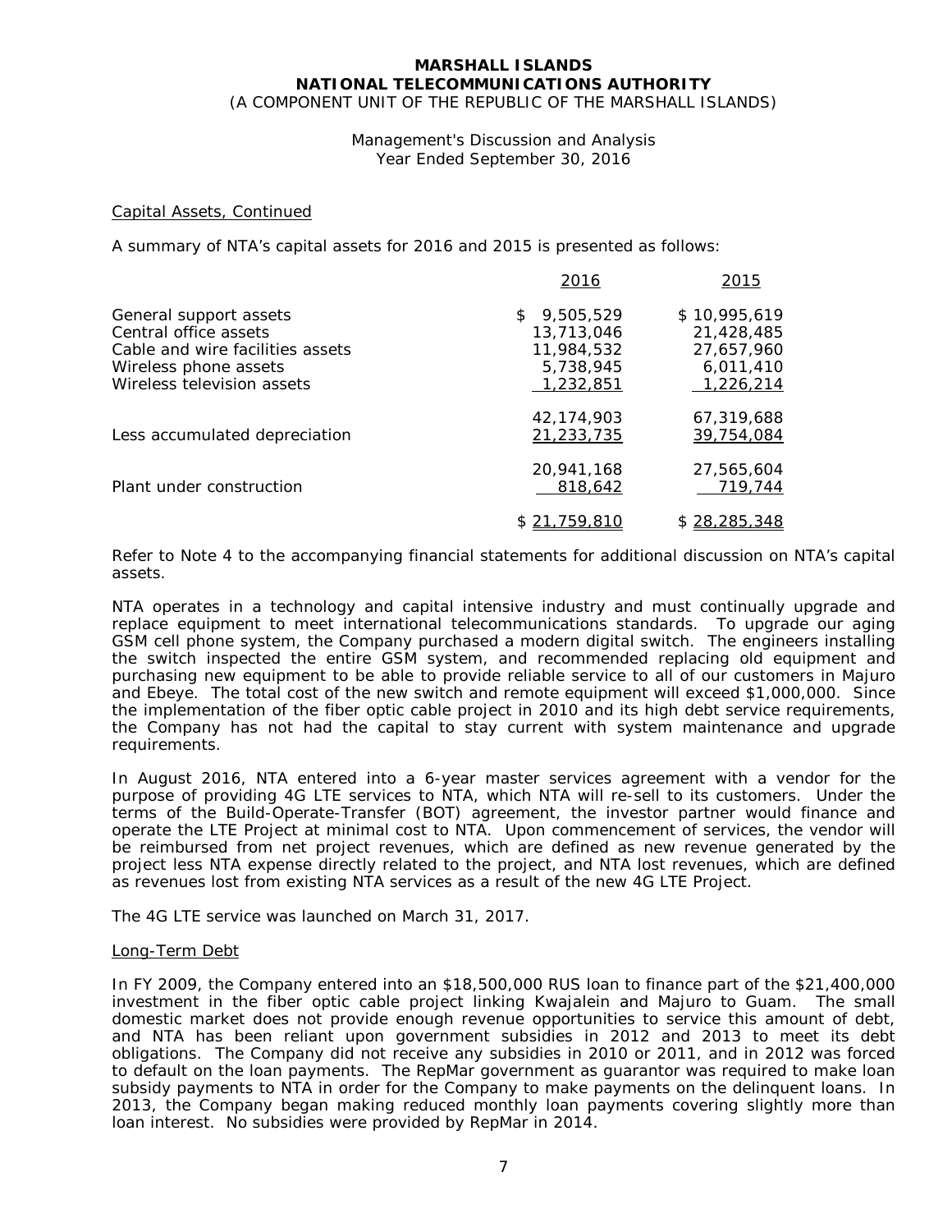# MARSHALL ISLANDS
# NATIONAL TELECOMMUNICATIONS AUTHORITY
(A COMPONENT UNIT OF THE REPUBLIC OF THE MARSHALL ISLANDS)

Management's Discussion and Analysis
Year Ended September 30, 2016

Capital Assets, Continued

A summary of NTA's capital assets for 2016 and 2015 is presented as follows:

| | 2016 | 2015 |
|---|---|---|
| General support assets | $ 9,505,529 | $ 10,995,619 |
| Central office assets | 13,713,046 | 21,428,485 |
| Cable and wire facilities assets | 11,984,532 | 27,657,960 |
| Wireless phone assets | 5,738,945 | 6,011,410 |
| Wireless television assets | 1,232,851 | 1,226,214 |
| | 42,174,903 | 67,319,688 |
| Less accumulated depreciation | 21,233,735 | 39,754,084 |
| | 20,941,168 | 27,565,604 |
| Plant under construction | 818,642 | 719,744 |
| | $ 21,759,810 | $ 28,285,348 |

Refer to Note 4 to the accompanying financial statements for additional discussion on NTA's capital assets.

NTA operates in a technology and capital intensive industry and must continually upgrade and replace equipment to meet international telecommunications standards. To upgrade our aging GSM cell phone system, the Company purchased a modern digital switch. The engineers installing the switch inspected the entire GSM system, and recommended replacing old equipment and purchasing new equipment to be able to provide reliable service to all of our customers in Majuro and Ebeye. The total cost of the new switch and remote equipment will exceed $1,000,000. Since the implementation of the fiber optic cable project in 2010 and its high debt service requirements, the Company has not had the capital to stay current with system maintenance and upgrade requirements.

In August 2016, NTA entered into a 6-year master services agreement with a vendor for the purpose of providing 4G LTE services to NTA, which NTA will re-sell to its customers. Under the terms of the Build-Operate-Transfer (BOT) agreement, the investor partner would finance and operate the LTE Project at minimal cost to NTA. Upon commencement of services, the vendor will be reimbursed from net project revenues, which are defined as new revenue generated by the project less NTA expense directly related to the project, and NTA lost revenues, which are defined as revenues lost from existing NTA services as a result of the new 4G LTE Project.

The 4G LTE service was launched on March 31, 2017.

Long-Term Debt

In FY 2009, the Company entered into an $18,500,000 RUS loan to finance part of the $21,400,000 investment in the fiber optic cable project linking Kwajalein and Majuro to Guam. The small domestic market does not provide enough revenue opportunities to service this amount of debt, and NTA has been reliant upon government subsidies in 2012 and 2013 to meet its debt obligations. The Company did not receive any subsidies in 2010 or 2011, and in 2012 was forced to default on the loan payments. The RepMar government as guarantor was required to make loan subsidy payments to NTA in order for the Company to make payments on the delinquent loans. In 2013, the Company began making reduced monthly loan payments covering slightly more than loan interest. No subsidies were provided by RepMar in 2014.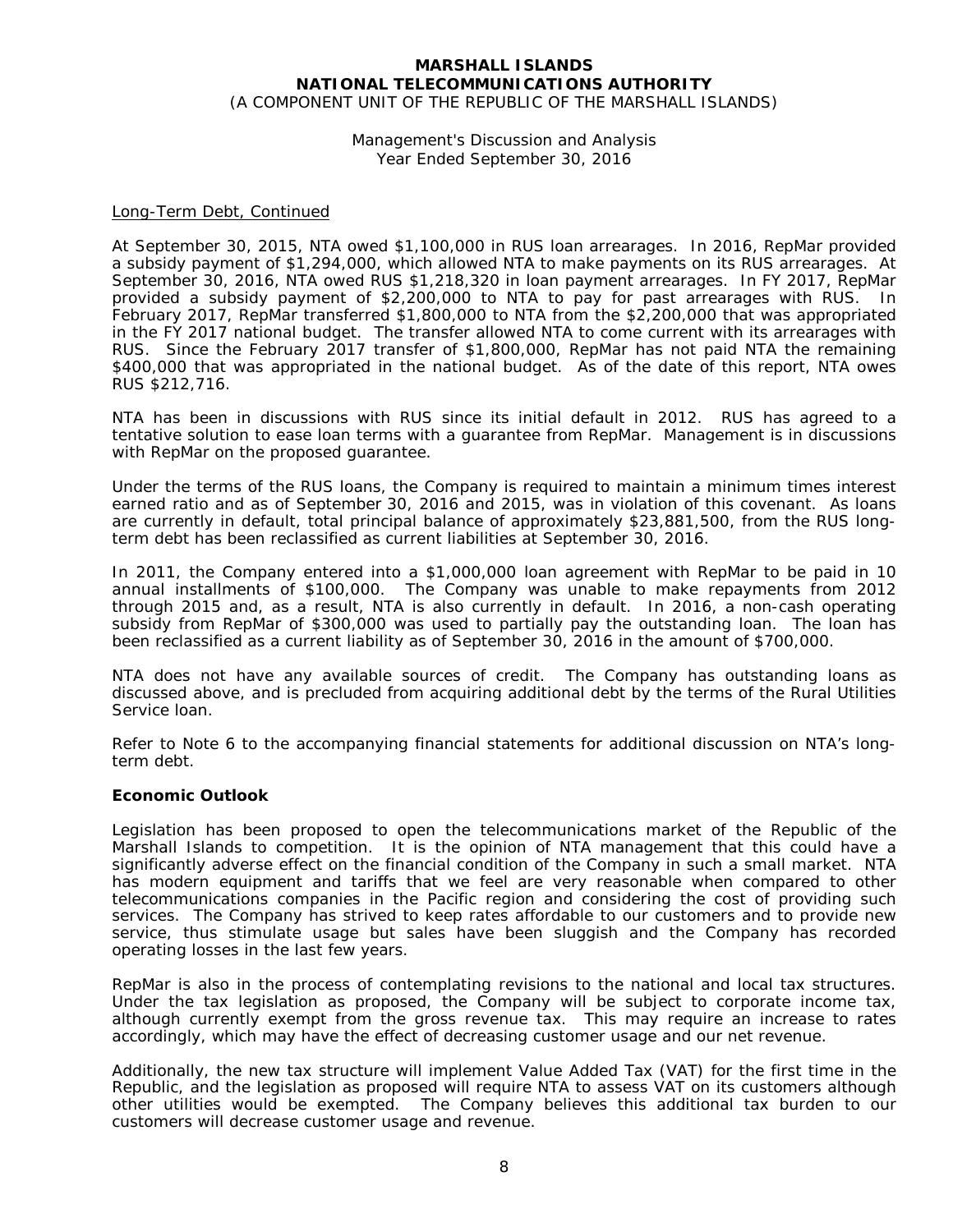Long-Term Debt, Continued

At September 30, 2015, NTA owed $1,100,000 in RUS loan arrearages. In 2016, RepMar provided a subsidy payment of $1,294,000, which allowed NTA to make payments on its RUS arrearages. At September 30, 2016, NTA owed RUS $1,218,320 in loan payment arrearages. In FY 2017, RepMar provided a subsidy payment of $2,200,000 to NTA to pay for past arrearages with RUS. In February 2017, RepMar transferred $1,800,000 to NTA from the $2,200,000 that was appropriated in the FY 2017 national budget. The transfer allowed NTA to come current with its arrearages with RUS. Since the February 2017 transfer of $1,800,000, RepMar has not paid NTA the remaining $400,000 that was appropriated in the national budget. As of the date of this report, NTA owes RUS $212,716.

NTA has been in discussions with RUS since its initial default in 2012. RUS has agreed to a tentative solution to ease loan terms with a guarantee from RepMar. Management is in discussions with RepMar on the proposed guarantee.

Under the terms of the RUS loans, the Company is required to maintain a minimum times interest earned ratio and as of September 30, 2016 and 2015, was in violation of this covenant. As loans are currently in default, total principal balance of approximately $23,881,500, from the RUS long-term debt has been reclassified as current liabilities at September 30, 2016.

In 2011, the Company entered into a $1,000,000 loan agreement with RepMar to be paid in 10 annual installments of $100,000. The Company was unable to make repayments from 2012 through 2015 and, as a result, NTA is also currently in default. In 2016, a non-cash operating subsidy from RepMar of $300,000 was used to partially pay the outstanding loan. The loan has been reclassified as a current liability as of September 30, 2016 in the amount of $700,000.

NTA does not have any available sources of credit. The Company has outstanding loans as discussed above, and is precluded from acquiring additional debt by the terms of the Rural Utilities Service loan.

Refer to Note 6 to the accompanying financial statements for additional discussion on NTA's long-term debt.

**Economic Outlook**

Legislation has been proposed to open the telecommunications market of the Republic of the Marshall Islands to competition. It is the opinion of NTA management that this could have a significantly adverse effect on the financial condition of the Company in such a small market. NTA has modern equipment and tariffs that we feel are very reasonable when compared to other telecommunications companies in the Pacific region and considering the cost of providing such services. The Company has strived to keep rates affordable to our customers and to provide new service, thus stimulate usage but sales have been sluggish and the Company has recorded operating losses in the last few years.

RepMar is also in the process of contemplating revisions to the national and local tax structures. Under the tax legislation as proposed, the Company will be subject to corporate income tax, although currently exempt from the gross revenue tax. This may require an increase to rates accordingly, which may have the effect of decreasing customer usage and our net revenue.

Additionally, the new tax structure will implement Value Added Tax (VAT) for the first time in the Republic, and the legislation as proposed will require NTA to assess VAT on its customers although other utilities would be exempted. The Company believes this additional tax burden to our customers will decrease customer usage and revenue.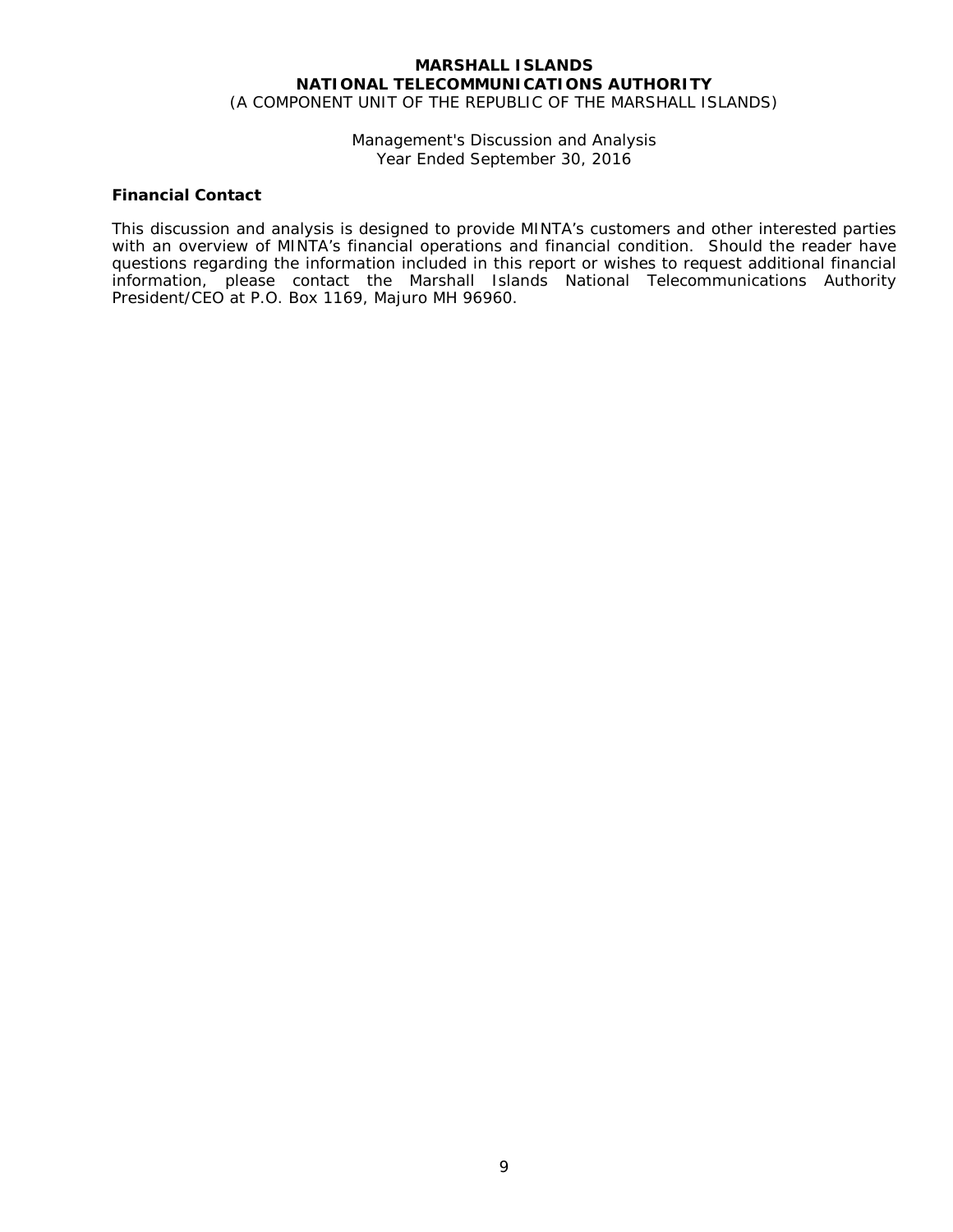## Financial Contact

This discussion and analysis is designed to provide MINTA's customers and other interested parties with an overview of MINTA's financial operations and financial condition. Should the reader have questions regarding the information included in this report or wishes to request additional financial information, please contact the Marshall Islands National Telecommunications Authority President/CEO at P.O. Box 1169, Majuro MH 96960.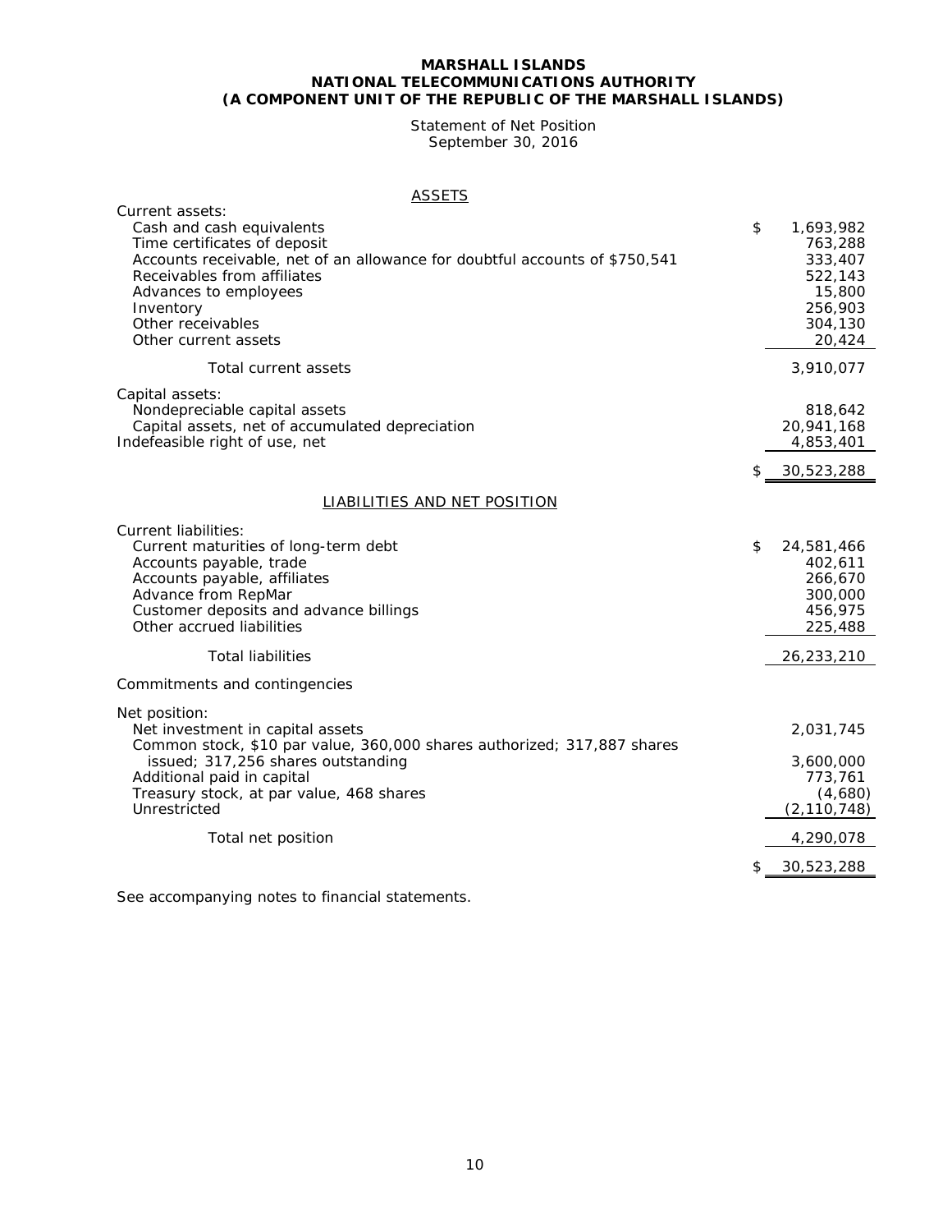**MARSHALL ISLANDS**
**NATIONAL TELECOMMUNICATIONS AUTHORITY**
**(A COMPONENT UNIT OF THE REPUBLIC OF THE MARSHALL ISLANDS)**

Statement of Net Position
September 30, 2016

| ASSETS | |
|---|---|
| Current assets: | |
| Cash and cash equivalents | $ 1,693,982 |
| Time certificates of deposit | 763,288 |
| Accounts receivable, net of an allowance for doubtful accounts of $750,541 | 333,407 |
| Receivables from affiliates | 522,143 |
| Advances to employees | 15,800 |
| Inventory | 256,903 |
| Other receivables | 304,130 |
| Other current assets | 20,424 |
| Total current assets | 3,910,077 |
| Capital assets: | |
| Nondepreciable capital assets | 818,642 |
| Capital assets, net of accumulated depreciation | 20,941,168 |
| Indefeasible right of use, net | 4,853,401 |
| | $ 30,523,288 |

| LIABILITIES AND NET POSITION | |
|---|---|
| Current liabilities: | |
| Current maturities of long-term debt | $ 24,581,466 |
| Accounts payable, trade | 402,611 |
| Accounts payable, affiliates | 266,670 |
| Advance from RepMar | 300,000 |
| Customer deposits and advance billings | 456,975 |
| Other accrued liabilities | 225,488 |
| Total liabilities | 26,233,210 |
| Commitments and contingencies | |
| Net position: | |
| Net investment in capital assets | 2,031,745 |
| Common stock, $10 par value, 360,000 shares authorized; 317,887 shares issued; 317,256 shares outstanding | 3,600,000 |
| Additional paid in capital | 773,761 |
| Treasury stock, at par value, 468 shares | (4,680) |
| Unrestricted | (2,110,748) |
| Total net position | 4,290,078 |
| | $ 30,523,288 |

See accompanying notes to financial statements.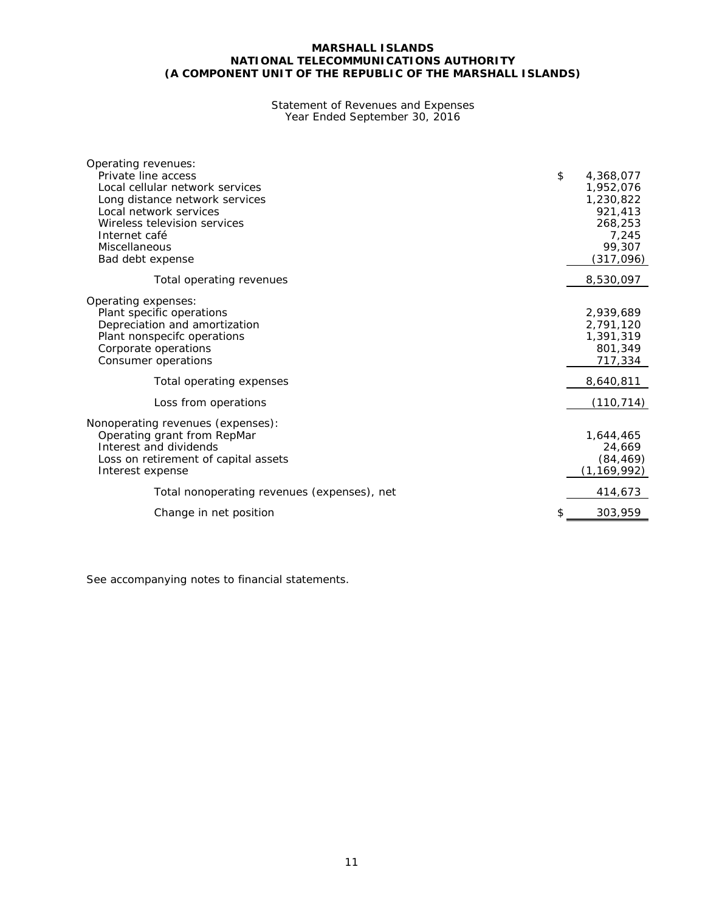**MARSHALL ISLANDS**
**NATIONAL TELECOMMUNICATIONS AUTHORITY**
**(A COMPONENT UNIT OF THE REPUBLIC OF THE MARSHALL ISLANDS)**

Statement of Revenues and Expenses
Year Ended September 30, 2016

| | |
|---|---|
| Operating revenues: | |
| Private line access | $ 4,368,077 |
| Local cellular network services | 1,952,076 |
| Long distance network services | 1,230,822 |
| Local network services | 921,413 |
| Wireless television services | 268,253 |
| Internet café | 7,245 |
| Miscellaneous | 99,307 |
| Bad debt expense | (317,096) |
| Total operating revenues | 8,530,097 |
| Operating expenses: | |
| Plant specific operations | 2,939,689 |
| Depreciation and amortization | 2,791,120 |
| Plant nonspecifc operations | 1,391,319 |
| Corporate operations | 801,349 |
| Consumer operations | 717,334 |
| Total operating expenses | 8,640,811 |
| Loss from operations | (110,714) |
| Nonoperating revenues (expenses): | |
| Operating grant from RepMar | 1,644,465 |
| Interest and dividends | 24,669 |
| Loss on retirement of capital assets | (84,469) |
| Interest expense | (1,169,992) |
| Total nonoperating revenues (expenses), net | 414,673 |
| Change in net position | $ 303,959 |

See accompanying notes to financial statements.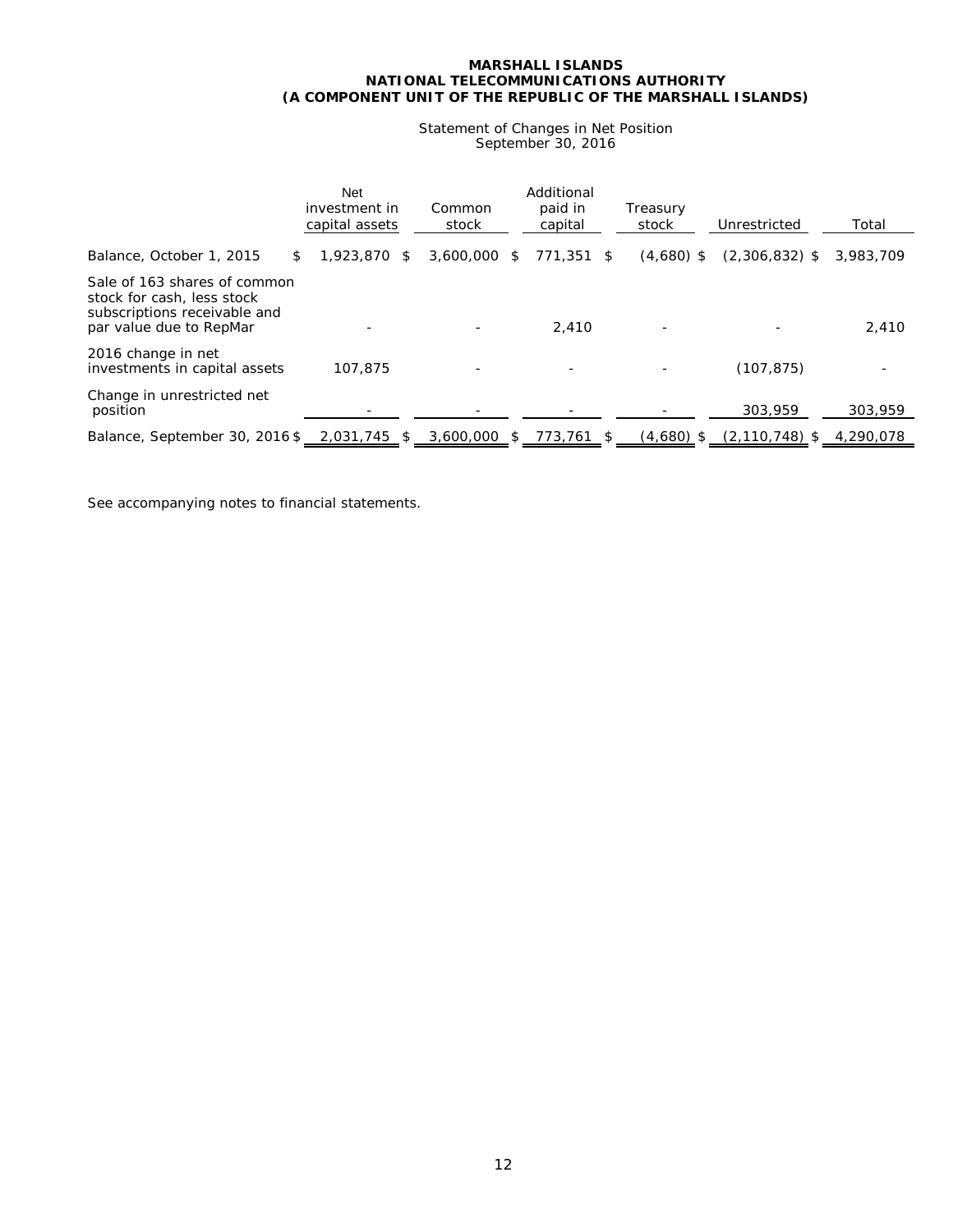**MARSHALL ISLANDS**
**NATIONAL TELECOMMUNICATIONS AUTHORITY**
**(A COMPONENT UNIT OF THE REPUBLIC OF THE MARSHALL ISLANDS)**

Statement of Changes in Net Position
September 30, 2016

| | Net investment in capital assets | Common stock | Additional paid in capital | Treasury stock | Unrestricted | Total |
|---|---|---|---|---|---|---|
| Balance, October 1, 2015 | $ 1,923,870 | $ 3,600,000 | $ 771,351 | $ (4,680) | $ (2,306,832) | $ 3,983,709 |
| Sale of 163 shares of common stock for cash, less stock subscriptions receivable and par value due to RepMar | - | - | 2,410 | - | - | 2,410 |
| 2016 change in net investments in capital assets | 107,875 | - | - | - | (107,875) | - |
| Change in unrestricted net position | - | - | - | - | 303,959 | 303,959 |
| Balance, September 30, 2016 | $ 2,031,745 | $ 3,600,000 | $ 773,761 | $ (4,680) | $ (2,110,748) | $ 4,290,078 |

See accompanying notes to financial statements.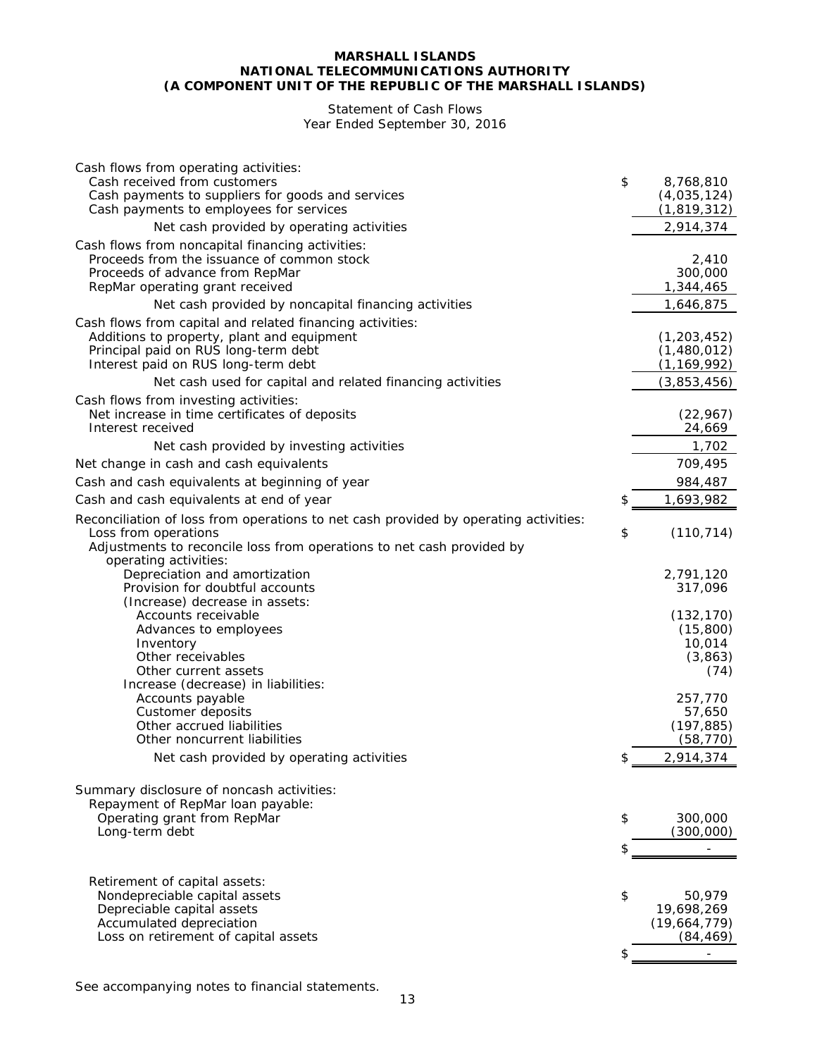**MARSHALL ISLANDS**
**NATIONAL TELECOMMUNICATIONS AUTHORITY**
**(A COMPONENT UNIT OF THE REPUBLIC OF THE MARSHALL ISLANDS)**

Statement of Cash Flows
Year Ended September 30, 2016

| | |
|---|---|
| Cash flows from operating activities: | |
| Cash received from customers | $ 8,768,810 |
| Cash payments to suppliers for goods and services | (4,035,124) |
| Cash payments to employees for services | (1,819,312) |
| Net cash provided by operating activities | 2,914,374 |
| Cash flows from noncapital financing activities: | |
| Proceeds from the issuance of common stock | 2,410 |
| Proceeds of advance from RepMar | 300,000 |
| RepMar operating grant received | 1,344,465 |
| Net cash provided by noncapital financing activities | 1,646,875 |
| Cash flows from capital and related financing activities: | |
| Additions to property, plant and equipment | (1,203,452) |
| Principal paid on RUS long-term debt | (1,480,012) |
| Interest paid on RUS long-term debt | (1,169,992) |
| Net cash used for capital and related financing activities | (3,853,456) |
| Cash flows from investing activities: | |
| Net increase in time certificates of deposits | (22,967) |
| Interest received | 24,669 |
| Net cash provided by investing activities | 1,702 |
| Net change in cash and cash equivalents | 709,495 |
| Cash and cash equivalents at beginning of year | 984,487 |
| Cash and cash equivalents at end of year | $ 1,693,982 |
| Reconciliation of loss from operations to net cash provided by operating activities: | |
| Loss from operations | $ (110,714) |
| Adjustments to reconcile loss from operations to net cash provided by operating activities: | |
| Depreciation and amortization | 2,791,120 |
| Provision for doubtful accounts | 317,096 |
| (Increase) decrease in assets: | |
| Accounts receivable | (132,170) |
| Advances to employees | (15,800) |
| Inventory | 10,014 |
| Other receivables | (3,863) |
| Other current assets | (74) |
| Increase (decrease) in liabilities: | |
| Accounts payable | 257,770 |
| Customer deposits | 57,650 |
| Other accrued liabilities | (197,885) |
| Other noncurrent liabilities | (58,770) |
| Net cash provided by operating activities | $ 2,914,374 |
| | |
| Summary disclosure of noncash activities: | |
| Repayment of RepMar loan payable: | |
| Operating grant from RepMar | $ 300,000 |
| Long-term debt | (300,000) |
| | $ - |
| | |
| Retirement of capital assets: | |
| Nondepreciable capital assets | $ 50,979 |
| Depreciable capital assets | 19,698,269 |
| Accumulated depreciation | (19,664,779) |
| Loss on retirement of capital assets | (84,469) |
| | $ - |

See accompanying notes to financial statements.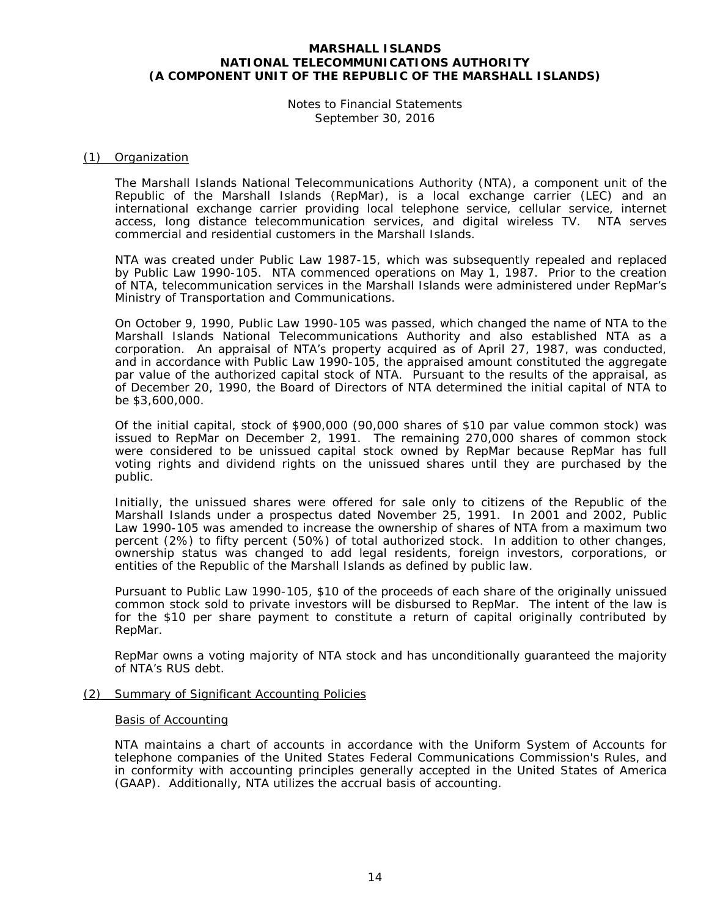# MARSHALL ISLANDS NATIONAL TELECOMMUNICATIONS AUTHORITY (A COMPONENT UNIT OF THE REPUBLIC OF THE MARSHALL ISLANDS)

Notes to Financial Statements
September 30, 2016

## (1) Organization

The Marshall Islands National Telecommunications Authority (NTA), a component unit of the Republic of the Marshall Islands (RepMar), is a local exchange carrier (LEC) and an international exchange carrier providing local telephone service, cellular service, internet access, long distance telecommunication services, and digital wireless TV. NTA serves commercial and residential customers in the Marshall Islands.

NTA was created under Public Law 1987-15, which was subsequently repealed and replaced by Public Law 1990-105. NTA commenced operations on May 1, 1987. Prior to the creation of NTA, telecommunication services in the Marshall Islands were administered under RepMar's Ministry of Transportation and Communications.

On October 9, 1990, Public Law 1990-105 was passed, which changed the name of NTA to the Marshall Islands National Telecommunications Authority and also established NTA as a corporation. An appraisal of NTA's property acquired as of April 27, 1987, was conducted, and in accordance with Public Law 1990-105, the appraised amount constituted the aggregate par value of the authorized capital stock of NTA. Pursuant to the results of the appraisal, as of December 20, 1990, the Board of Directors of NTA determined the initial capital of NTA to be $3,600,000.

Of the initial capital, stock of $900,000 (90,000 shares of $10 par value common stock) was issued to RepMar on December 2, 1991. The remaining 270,000 shares of common stock were considered to be unissued capital stock owned by RepMar because RepMar has full voting rights and dividend rights on the unissued shares until they are purchased by the public.

Initially, the unissued shares were offered for sale only to citizens of the Republic of the Marshall Islands under a prospectus dated November 25, 1991. In 2001 and 2002, Public Law 1990-105 was amended to increase the ownership of shares of NTA from a maximum two percent (2%) to fifty percent (50%) of total authorized stock. In addition to other changes, ownership status was changed to add legal residents, foreign investors, corporations, or entities of the Republic of the Marshall Islands as defined by public law.

Pursuant to Public Law 1990-105, $10 of the proceeds of each share of the originally unissued common stock sold to private investors will be disbursed to RepMar. The intent of the law is for the $10 per share payment to constitute a return of capital originally contributed by RepMar.

RepMar owns a voting majority of NTA stock and has unconditionally guaranteed the majority of NTA's RUS debt.

## (2) Summary of Significant Accounting Policies

### Basis of Accounting

NTA maintains a chart of accounts in accordance with the Uniform System of Accounts for telephone companies of the United States Federal Communications Commission's Rules, and in conformity with accounting principles generally accepted in the United States of America (GAAP). Additionally, NTA utilizes the accrual basis of accounting.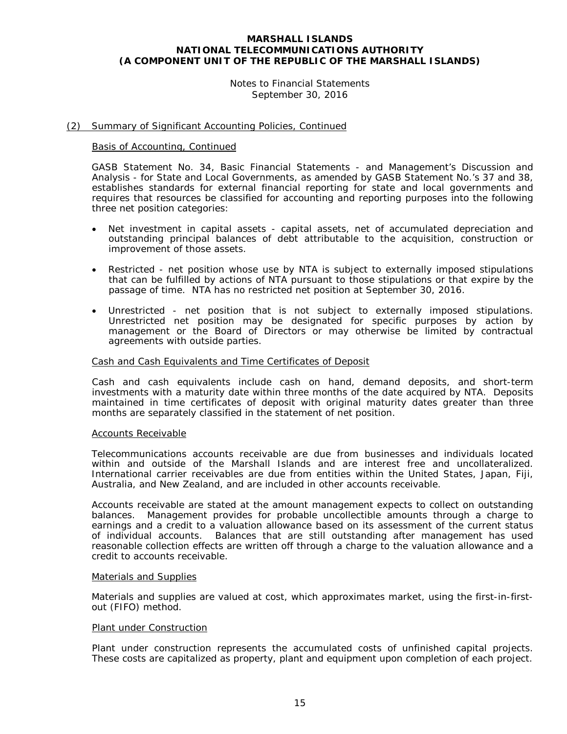# MARSHALL ISLANDS
# NATIONAL TELECOMMUNICATIONS AUTHORITY
# (A COMPONENT UNIT OF THE REPUBLIC OF THE MARSHALL ISLANDS)

Notes to Financial Statements
September 30, 2016

## (2) Summary of Significant Accounting Policies, Continued

### Basis of Accounting, Continued

GASB Statement No. 34, Basic Financial Statements - and Management's Discussion and Analysis - for State and Local Governments, as amended by GASB Statement No.'s 37 and 38, establishes standards for external financial reporting for state and local governments and requires that resources be classified for accounting and reporting purposes into the following three net position categories:

- Net investment in capital assets - capital assets, net of accumulated depreciation and outstanding principal balances of debt attributable to the acquisition, construction or improvement of those assets.
- Restricted - net position whose use by NTA is subject to externally imposed stipulations that can be fulfilled by actions of NTA pursuant to those stipulations or that expire by the passage of time. NTA has no restricted net position at September 30, 2016.
- Unrestricted - net position that is not subject to externally imposed stipulations. Unrestricted net position may be designated for specific purposes by action by management or the Board of Directors or may otherwise be limited by contractual agreements with outside parties.

### Cash and Cash Equivalents and Time Certificates of Deposit

Cash and cash equivalents include cash on hand, demand deposits, and short-term investments with a maturity date within three months of the date acquired by NTA. Deposits maintained in time certificates of deposit with original maturity dates greater than three months are separately classified in the statement of net position.

### Accounts Receivable

Telecommunications accounts receivable are due from businesses and individuals located within and outside of the Marshall Islands and are interest free and uncollateralized. International carrier receivables are due from entities within the United States, Japan, Fiji, Australia, and New Zealand, and are included in other accounts receivable.

Accounts receivable are stated at the amount management expects to collect on outstanding balances. Management provides for probable uncollectible amounts through a charge to earnings and a credit to a valuation allowance based on its assessment of the current status of individual accounts. Balances that are still outstanding after management has used reasonable collection effects are written off through a charge to the valuation allowance and a credit to accounts receivable.

### Materials and Supplies

Materials and supplies are valued at cost, which approximates market, using the first-in-first-out (FIFO) method.

### Plant under Construction

Plant under construction represents the accumulated costs of unfinished capital projects. These costs are capitalized as property, plant and equipment upon completion of each project.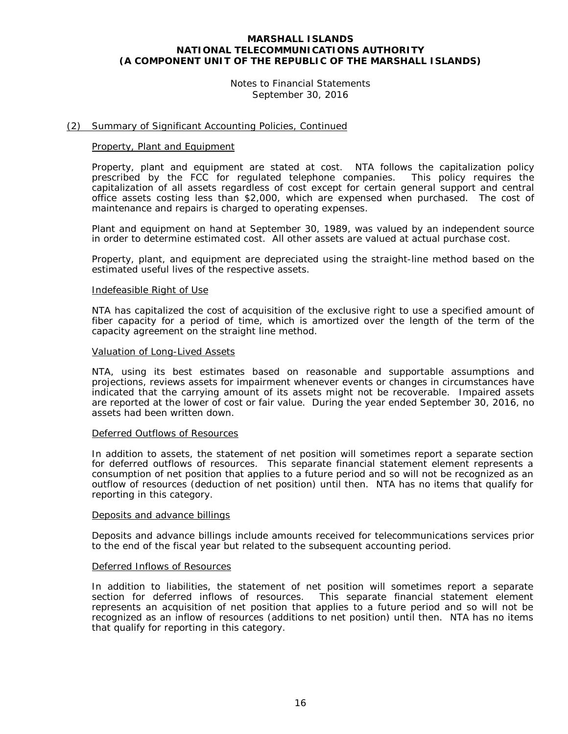# MARSHALL ISLANDS
# NATIONAL TELECOMMUNICATIONS AUTHORITY
# (A COMPONENT UNIT OF THE REPUBLIC OF THE MARSHALL ISLANDS)

Notes to Financial Statements
September 30, 2016

## (2) Summary of Significant Accounting Policies, Continued

### Property, Plant and Equipment

Property, plant and equipment are stated at cost. NTA follows the capitalization policy prescribed by the FCC for regulated telephone companies. This policy requires the capitalization of all assets regardless of cost except for certain general support and central office assets costing less than $2,000, which are expensed when purchased. The cost of maintenance and repairs is charged to operating expenses.

Plant and equipment on hand at September 30, 1989, was valued by an independent source in order to determine estimated cost. All other assets are valued at actual purchase cost.

Property, plant, and equipment are depreciated using the straight-line method based on the estimated useful lives of the respective assets.

### Indefeasible Right of Use

NTA has capitalized the cost of acquisition of the exclusive right to use a specified amount of fiber capacity for a period of time, which is amortized over the length of the term of the capacity agreement on the straight line method.

### Valuation of Long-Lived Assets

NTA, using its best estimates based on reasonable and supportable assumptions and projections, reviews assets for impairment whenever events or changes in circumstances have indicated that the carrying amount of its assets might not be recoverable. Impaired assets are reported at the lower of cost or fair value. During the year ended September 30, 2016, no assets had been written down.

### Deferred Outflows of Resources

In addition to assets, the statement of net position will sometimes report a separate section for deferred outflows of resources. This separate financial statement element represents a consumption of net position that applies to a future period and so will not be recognized as an outflow of resources (deduction of net position) until then. NTA has no items that qualify for reporting in this category.

### Deposits and advance billings

Deposits and advance billings include amounts received for telecommunications services prior to the end of the fiscal year but related to the subsequent accounting period.

### Deferred Inflows of Resources

In addition to liabilities, the statement of net position will sometimes report a separate section for deferred inflows of resources. This separate financial statement element represents an acquisition of net position that applies to a future period and so will not be recognized as an inflow of resources (additions to net position) until then. NTA has no items that qualify for reporting in this category.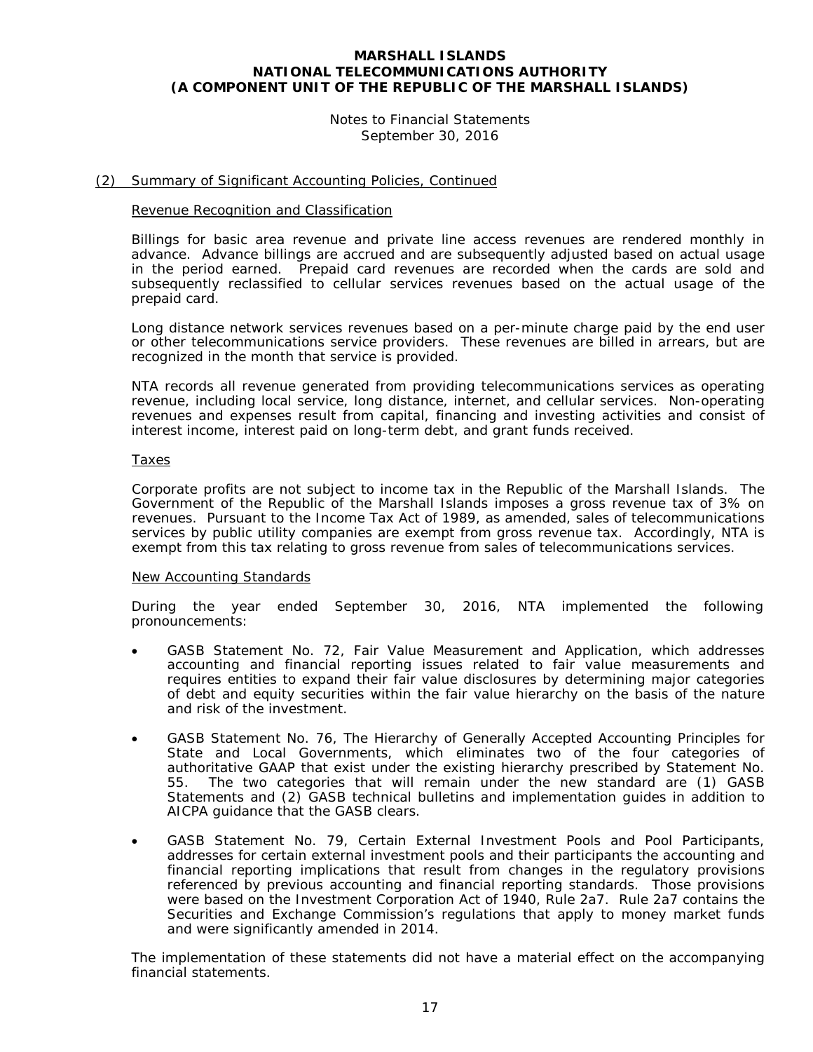## (2) Summary of Significant Accounting Policies, Continued

### Revenue Recognition and Classification

Billings for basic area revenue and private line access revenues are rendered monthly in advance. Advance billings are accrued and are subsequently adjusted based on actual usage in the period earned. Prepaid card revenues are recorded when the cards are sold and subsequently reclassified to cellular services revenues based on the actual usage of the prepaid card.

Long distance network services revenues based on a per-minute charge paid by the end user or other telecommunications service providers. These revenues are billed in arrears, but are recognized in the month that service is provided.

NTA records all revenue generated from providing telecommunications services as operating revenue, including local service, long distance, internet, and cellular services. Non-operating revenues and expenses result from capital, financing and investing activities and consist of interest income, interest paid on long-term debt, and grant funds received.

### Taxes

Corporate profits are not subject to income tax in the Republic of the Marshall Islands. The Government of the Republic of the Marshall Islands imposes a gross revenue tax of 3% on revenues. Pursuant to the Income Tax Act of 1989, as amended, sales of telecommunications services by public utility companies are exempt from gross revenue tax. Accordingly, NTA is exempt from this tax relating to gross revenue from sales of telecommunications services.

### New Accounting Standards

During the year ended September 30, 2016, NTA implemented the following pronouncements:

- GASB Statement No. 72, Fair Value Measurement and Application, which addresses accounting and financial reporting issues related to fair value measurements and requires entities to expand their fair value disclosures by determining major categories of debt and equity securities within the fair value hierarchy on the basis of the nature and risk of the investment.

- GASB Statement No. 76, The Hierarchy of Generally Accepted Accounting Principles for State and Local Governments, which eliminates two of the four categories of authoritative GAAP that exist under the existing hierarchy prescribed by Statement No. 55. The two categories that will remain under the new standard are (1) GASB Statements and (2) GASB technical bulletins and implementation guides in addition to AICPA guidance that the GASB clears.

- GASB Statement No. 79, Certain External Investment Pools and Pool Participants, addresses for certain external investment pools and their participants the accounting and financial reporting implications that result from changes in the regulatory provisions referenced by previous accounting and financial reporting standards. Those provisions were based on the Investment Corporation Act of 1940, Rule 2a7. Rule 2a7 contains the Securities and Exchange Commission's regulations that apply to money market funds and were significantly amended in 2014.

The implementation of these statements did not have a material effect on the accompanying financial statements.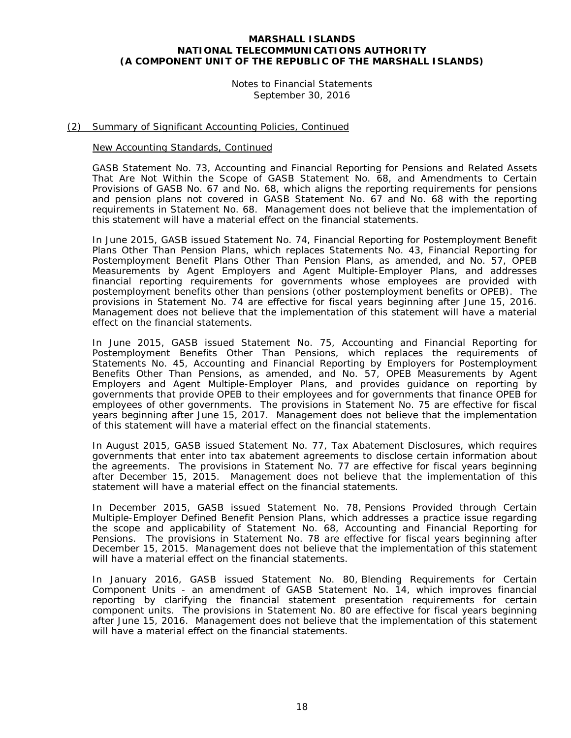**MARSHALL ISLANDS**
**NATIONAL TELECOMMUNICATIONS AUTHORITY**
**(A COMPONENT UNIT OF THE REPUBLIC OF THE MARSHALL ISLANDS)**

Notes to Financial Statements
September 30, 2016

## (2) Summary of Significant Accounting Policies, Continued

### New Accounting Standards, Continued

GASB Statement No. 73, Accounting and Financial Reporting for Pensions and Related Assets That Are Not Within the Scope of GASB Statement No. 68, and Amendments to Certain Provisions of GASB No. 67 and No. 68, which aligns the reporting requirements for pensions and pension plans not covered in GASB Statement No. 67 and No. 68 with the reporting requirements in Statement No. 68. Management does not believe that the implementation of this statement will have a material effect on the financial statements.

In June 2015, GASB issued Statement No. 74, Financial Reporting for Postemployment Benefit Plans Other Than Pension Plans, which replaces Statements No. 43, Financial Reporting for Postemployment Benefit Plans Other Than Pension Plans, as amended, and No. 57, OPEB Measurements by Agent Employers and Agent Multiple-Employer Plans, and addresses financial reporting requirements for governments whose employees are provided with postemployment benefits other than pensions (other postemployment benefits or OPEB). The provisions in Statement No. 74 are effective for fiscal years beginning after June 15, 2016. Management does not believe that the implementation of this statement will have a material effect on the financial statements.

In June 2015, GASB issued Statement No. 75, Accounting and Financial Reporting for Postemployment Benefits Other Than Pensions, which replaces the requirements of Statements No. 45, Accounting and Financial Reporting by Employers for Postemployment Benefits Other Than Pensions, as amended, and No. 57, OPEB Measurements by Agent Employers and Agent Multiple-Employer Plans, and provides guidance on reporting by governments that provide OPEB to their employees and for governments that finance OPEB for employees of other governments. The provisions in Statement No. 75 are effective for fiscal years beginning after June 15, 2017. Management does not believe that the implementation of this statement will have a material effect on the financial statements.

In August 2015, GASB issued Statement No. 77, Tax Abatement Disclosures, which requires governments that enter into tax abatement agreements to disclose certain information about the agreements. The provisions in Statement No. 77 are effective for fiscal years beginning after December 15, 2015. Management does not believe that the implementation of this statement will have a material effect on the financial statements.

In December 2015, GASB issued Statement No. 78, Pensions Provided through Certain Multiple-Employer Defined Benefit Pension Plans, which addresses a practice issue regarding the scope and applicability of Statement No. 68, Accounting and Financial Reporting for Pensions. The provisions in Statement No. 78 are effective for fiscal years beginning after December 15, 2015. Management does not believe that the implementation of this statement will have a material effect on the financial statements.

In January 2016, GASB issued Statement No. 80, Blending Requirements for Certain Component Units - an amendment of GASB Statement No. 14, which improves financial reporting by clarifying the financial statement presentation requirements for certain component units. The provisions in Statement No. 80 are effective for fiscal years beginning after June 15, 2016. Management does not believe that the implementation of this statement will have a material effect on the financial statements.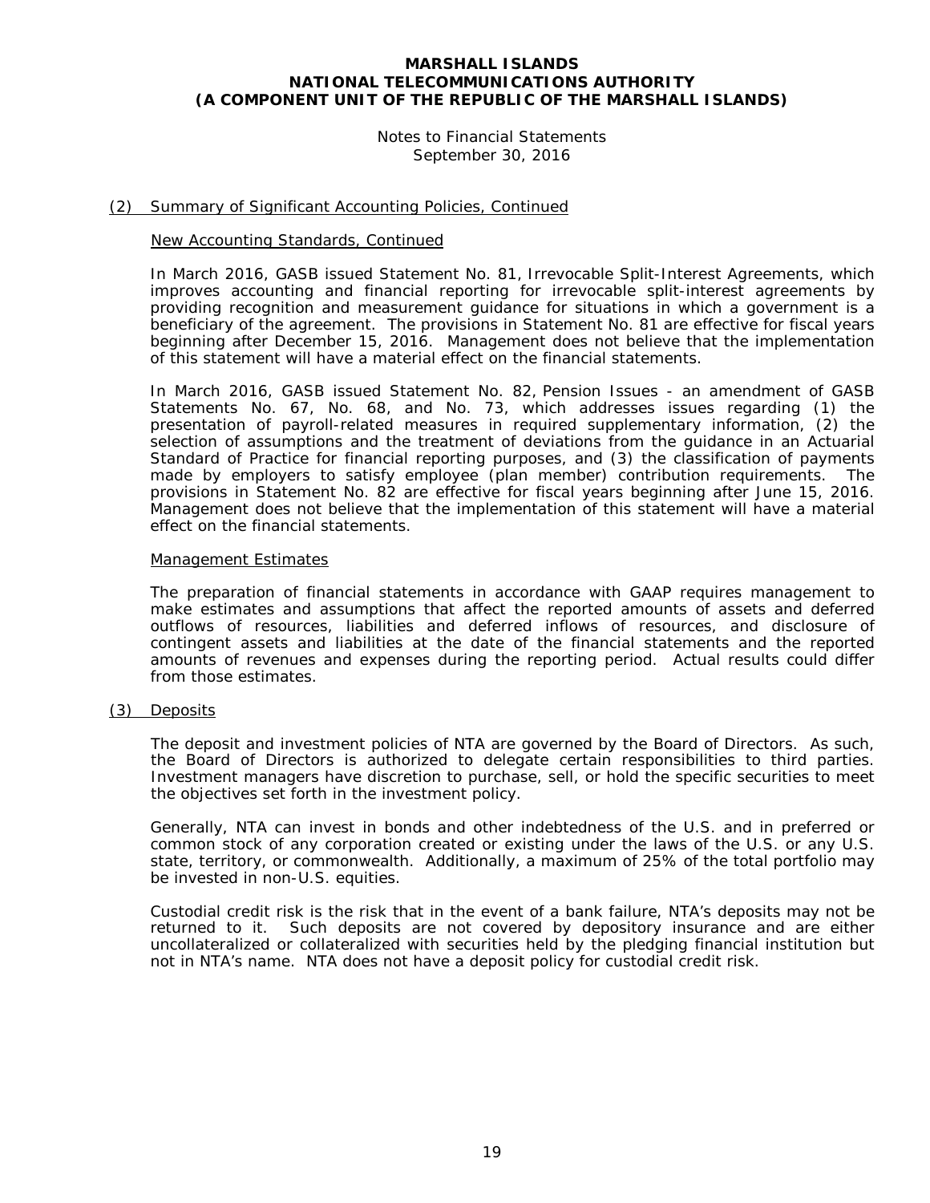## (2) Summary of Significant Accounting Policies, Continued

### New Accounting Standards, Continued

In March 2016, GASB issued Statement No. 81, Irrevocable Split-Interest Agreements, which improves accounting and financial reporting for irrevocable split-interest agreements by providing recognition and measurement guidance for situations in which a government is a beneficiary of the agreement. The provisions in Statement No. 81 are effective for fiscal years beginning after December 15, 2016. Management does not believe that the implementation of this statement will have a material effect on the financial statements.

In March 2016, GASB issued Statement No. 82, Pension Issues - an amendment of GASB Statements No. 67, No. 68, and No. 73, which addresses issues regarding (1) the presentation of payroll-related measures in required supplementary information, (2) the selection of assumptions and the treatment of deviations from the guidance in an Actuarial Standard of Practice for financial reporting purposes, and (3) the classification of payments made by employers to satisfy employee (plan member) contribution requirements. The provisions in Statement No. 82 are effective for fiscal years beginning after June 15, 2016. Management does not believe that the implementation of this statement will have a material effect on the financial statements.

### Management Estimates

The preparation of financial statements in accordance with GAAP requires management to make estimates and assumptions that affect the reported amounts of assets and deferred outflows of resources, liabilities and deferred inflows of resources, and disclosure of contingent assets and liabilities at the date of the financial statements and the reported amounts of revenues and expenses during the reporting period. Actual results could differ from those estimates.

## (3) Deposits

The deposit and investment policies of NTA are governed by the Board of Directors. As such, the Board of Directors is authorized to delegate certain responsibilities to third parties. Investment managers have discretion to purchase, sell, or hold the specific securities to meet the objectives set forth in the investment policy.

Generally, NTA can invest in bonds and other indebtedness of the U.S. and in preferred or common stock of any corporation created or existing under the laws of the U.S. or any U.S. state, territory, or commonwealth. Additionally, a maximum of 25% of the total portfolio may be invested in non-U.S. equities.

Custodial credit risk is the risk that in the event of a bank failure, NTA's deposits may not be returned to it. Such deposits are not covered by depository insurance and are either uncollateralized or collateralized with securities held by the pledging financial institution but not in NTA's name. NTA does not have a deposit policy for custodial credit risk.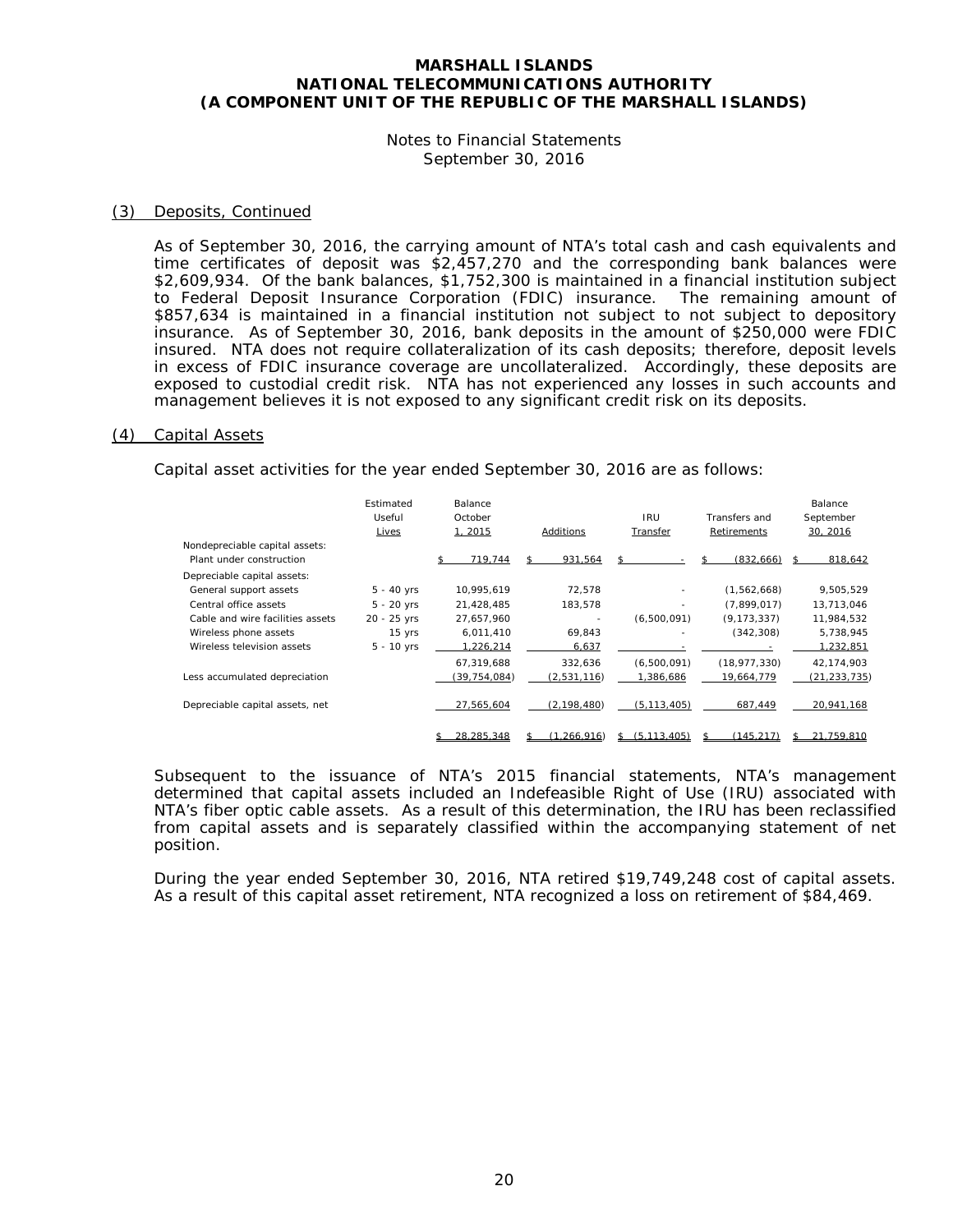# MARSHALL ISLANDS NATIONAL TELECOMMUNICATIONS AUTHORITY (A COMPONENT UNIT OF THE REPUBLIC OF THE MARSHALL ISLANDS)

Notes to Financial Statements
September 30, 2016

## (3) Deposits, Continued

As of September 30, 2016, the carrying amount of NTA's total cash and cash equivalents and time certificates of deposit was $2,457,270 and the corresponding bank balances were $2,609,934. Of the bank balances, $1,752,300 is maintained in a financial institution subject to Federal Deposit Insurance Corporation (FDIC) insurance. The remaining amount of $857,634 is maintained in a financial institution not subject to not subject to depository insurance. As of September 30, 2016, bank deposits in the amount of $250,000 were FDIC insured. NTA does not require collateralization of its cash deposits; therefore, deposit levels in excess of FDIC insurance coverage are uncollateralized. Accordingly, these deposits are exposed to custodial credit risk. NTA has not experienced any losses in such accounts and management believes it is not exposed to any significant credit risk on its deposits.

## (4) Capital Assets

Capital asset activities for the year ended September 30, 2016 are as follows:

| | Estimated Useful Lives | Balance October 1, 2015 | Additions | IRU Transfer | Transfers and Retirements | Balance September 30, 2016 |
|---|---|---|---|---|---|---|
| Nondepreciable capital assets: | | | | | | |
| Plant under construction | | $ 719,744 | $ 931,564 | $ - | $ (832,666) | $ 818,642 |
| Depreciable capital assets: | | | | | | |
| General support assets | 5 - 40 yrs | 10,995,619 | 72,578 | - | (1,562,668) | 9,505,529 |
| Central office assets | 5 - 20 yrs | 21,428,485 | 183,578 | - | (7,899,017) | 13,713,046 |
| Cable and wire facilities assets | 20 - 25 yrs | 27,657,960 | - | (6,500,091) | (9,173,337) | 11,984,532 |
| Wireless phone assets | 15 yrs | 6,011,410 | 69,843 | - | (342,308) | 5,738,945 |
| Wireless television assets | 5 - 10 yrs | 1,226,214 | 6,637 | - | - | 1,232,851 |
| | | 67,319,688 | 332,636 | (6,500,091) | (18,977,330) | 42,174,903 |
| Less accumulated depreciation | | (39,754,084) | (2,531,116) | 1,386,686 | 19,664,779 | (21,233,735) |
| Depreciable capital assets, net | | 27,565,604 | (2,198,480) | (5,113,405) | 687,449 | 20,941,168 |
| | | $ 28,285,348 | $ (1,266,916) | $ (5,113,405) | $ (145,217) | $ 21,759,810 |

Subsequent to the issuance of NTA's 2015 financial statements, NTA's management determined that capital assets included an Indefeasible Right of Use (IRU) associated with NTA's fiber optic cable assets. As a result of this determination, the IRU has been reclassified from capital assets and is separately classified within the accompanying statement of net position.

During the year ended September 30, 2016, NTA retired $19,749,248 cost of capital assets. As a result of this capital asset retirement, NTA recognized a loss on retirement of $84,469.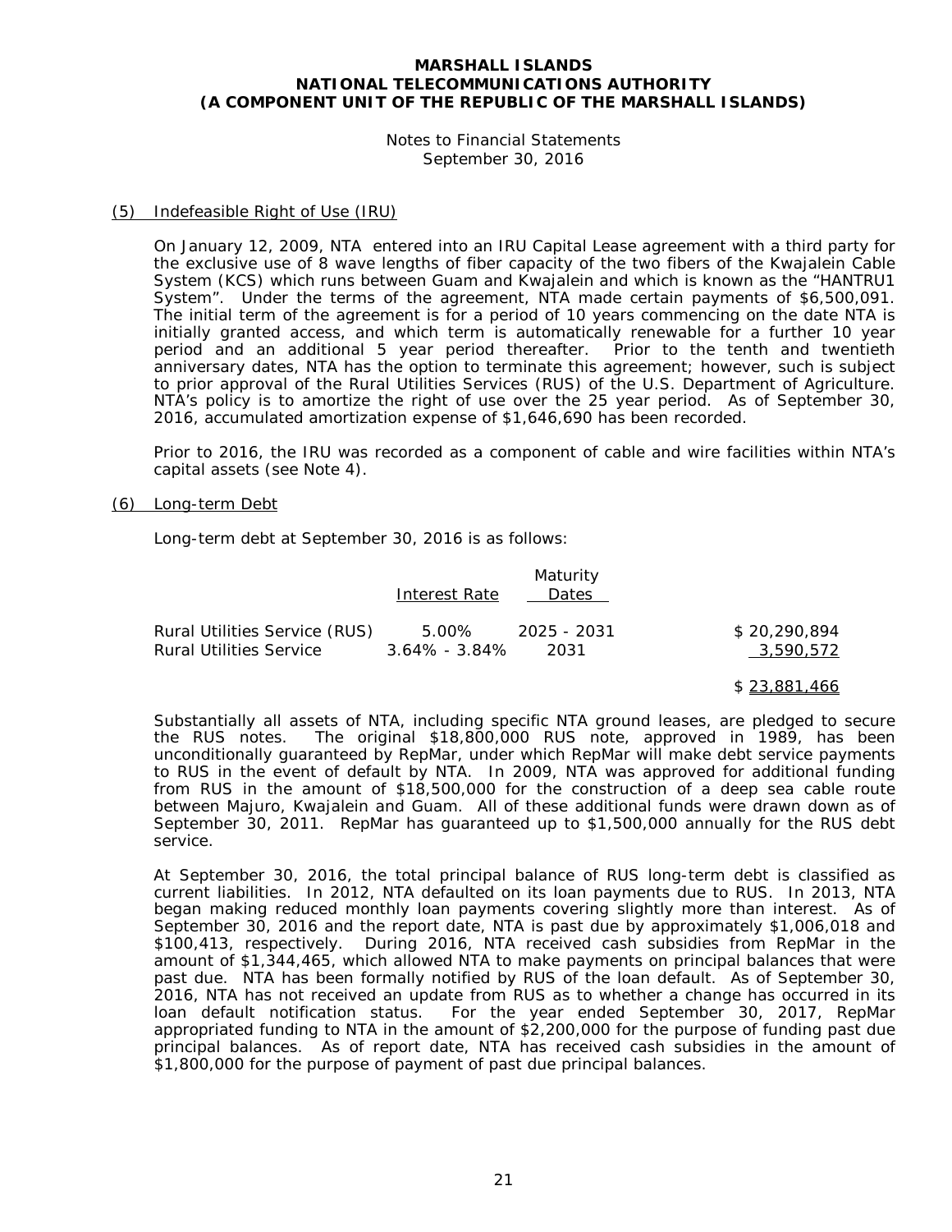## (5) Indefeasible Right of Use (IRU)

On January 12, 2009, NTA entered into an IRU Capital Lease agreement with a third party for the exclusive use of 8 wave lengths of fiber capacity of the two fibers of the Kwajalein Cable System (KCS) which runs between Guam and Kwajalein and which is known as the "HANTRU1 System". Under the terms of the agreement, NTA made certain payments of $6,500,091. The initial term of the agreement is for a period of 10 years commencing on the date NTA is initially granted access, and which term is automatically renewable for a further 10 year period and an additional 5 year period thereafter. Prior to the tenth and twentieth anniversary dates, NTA has the option to terminate this agreement; however, such is subject to prior approval of the Rural Utilities Services (RUS) of the U.S. Department of Agriculture. NTA's policy is to amortize the right of use over the 25 year period. As of September 30, 2016, accumulated amortization expense of $1,646,690 has been recorded.

Prior to 2016, the IRU was recorded as a component of cable and wire facilities within NTA's capital assets (see Note 4).

## (6) Long-term Debt

Long-term debt at September 30, 2016 is as follows:

| | Interest Rate | Maturity Dates | |
|---|---|---|---|
| Rural Utilities Service (RUS) | 5.00% | 2025 - 2031 | $ 20,290,894 |
| Rural Utilities Service | 3.64% - 3.84% | 2031 | 3,590,572 |
| | | | $ 23,881,466 |

Substantially all assets of NTA, including specific NTA ground leases, are pledged to secure the RUS notes. The original $18,800,000 RUS note, approved in 1989, has been unconditionally guaranteed by RepMar, under which RepMar will make debt service payments to RUS in the event of default by NTA. In 2009, NTA was approved for additional funding from RUS in the amount of $18,500,000 for the construction of a deep sea cable route between Majuro, Kwajalein and Guam. All of these additional funds were drawn down as of September 30, 2011. RepMar has guaranteed up to $1,500,000 annually for the RUS debt service.

At September 30, 2016, the total principal balance of RUS long-term debt is classified as current liabilities. In 2012, NTA defaulted on its loan payments due to RUS. In 2013, NTA began making reduced monthly loan payments covering slightly more than interest. As of September 30, 2016 and the report date, NTA is past due by approximately $1,006,018 and $100,413, respectively. During 2016, NTA received cash subsidies from RepMar in the amount of $1,344,465, which allowed NTA to make payments on principal balances that were past due. NTA has been formally notified by RUS of the loan default. As of September 30, 2016, NTA has not received an update from RUS as to whether a change has occurred in its loan default notification status. For the year ended September 30, 2017, RepMar appropriated funding to NTA in the amount of $2,200,000 for the purpose of funding past due principal balances. As of report date, NTA has received cash subsidies in the amount of $1,800,000 for the purpose of payment of past due principal balances.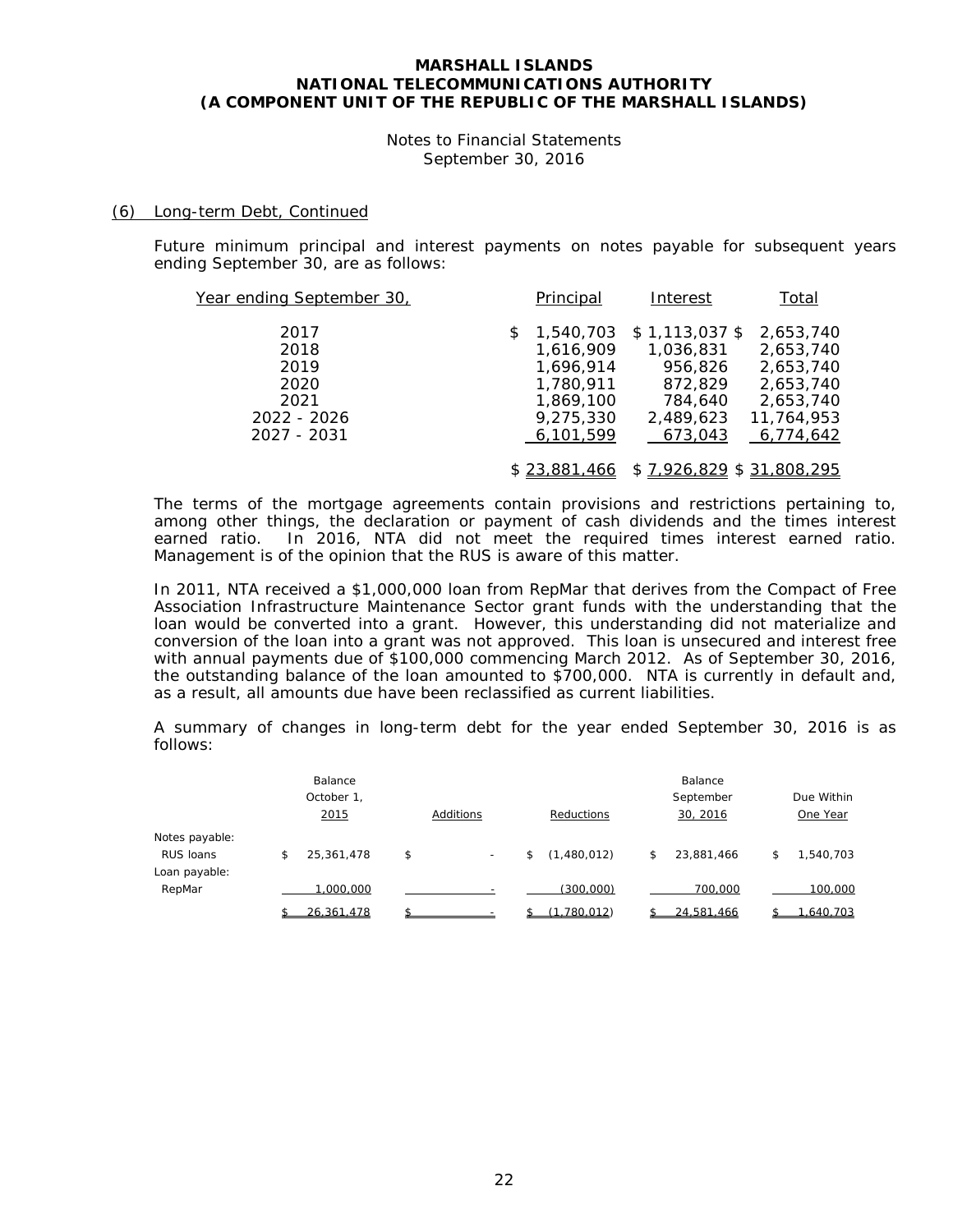# MARSHALL ISLANDS
# NATIONAL TELECOMMUNICATIONS AUTHORITY
# (A COMPONENT UNIT OF THE REPUBLIC OF THE MARSHALL ISLANDS)

Notes to Financial Statements
September 30, 2016

## (6) Long-term Debt, Continued

Future minimum principal and interest payments on notes payable for subsequent years ending September 30, are as follows:

| Year ending September 30, | Principal | Interest | Total |
|---|---|---|---|
| 2017 | $ 1,540,703 | $ 1,113,037 | $ 2,653,740 |
| 2018 | 1,616,909 | 1,036,831 | 2,653,740 |
| 2019 | 1,696,914 | 956,826 | 2,653,740 |
| 2020 | 1,780,911 | 872,829 | 2,653,740 |
| 2021 | 1,869,100 | 784,640 | 2,653,740 |
| 2022 - 2026 | 9,275,330 | 2,489,623 | 11,764,953 |
| 2027 - 2031 | 6,101,599 | 673,043 | 6,774,642 |
| | $ 23,881,466 | $ 7,926,829 | $ 31,808,295 |

The terms of the mortgage agreements contain provisions and restrictions pertaining to, among other things, the declaration or payment of cash dividends and the times interest earned ratio. In 2016, NTA did not meet the required times interest earned ratio. Management is of the opinion that the RUS is aware of this matter.

In 2011, NTA received a $1,000,000 loan from RepMar that derives from the Compact of Free Association Infrastructure Maintenance Sector grant funds with the understanding that the loan would be converted into a grant. However, this understanding did not materialize and conversion of the loan into a grant was not approved. This loan is unsecured and interest free with annual payments due of $100,000 commencing March 2012. As of September 30, 2016, the outstanding balance of the loan amounted to $700,000. NTA is currently in default and, as a result, all amounts due have been reclassified as current liabilities.

A summary of changes in long-term debt for the year ended September 30, 2016 is as follows:

| | Balance October 1, 2015 | Additions | Reductions | Balance September 30, 2016 | Due Within One Year |
|---|---|---|---|---|---|
| Notes payable: | | | | | |
| RUS loans | $ 25,361,478 | $ - | $ (1,480,012) | $ 23,881,466 | $ 1,540,703 |
| Loan payable: | | | | | |
| RepMar | 1,000,000 | - | (300,000) | 700,000 | 100,000 |
| | $ 26,361,478 | $ - | $ (1,780,012) | $ 24,581,466 | $ 1,640,703 |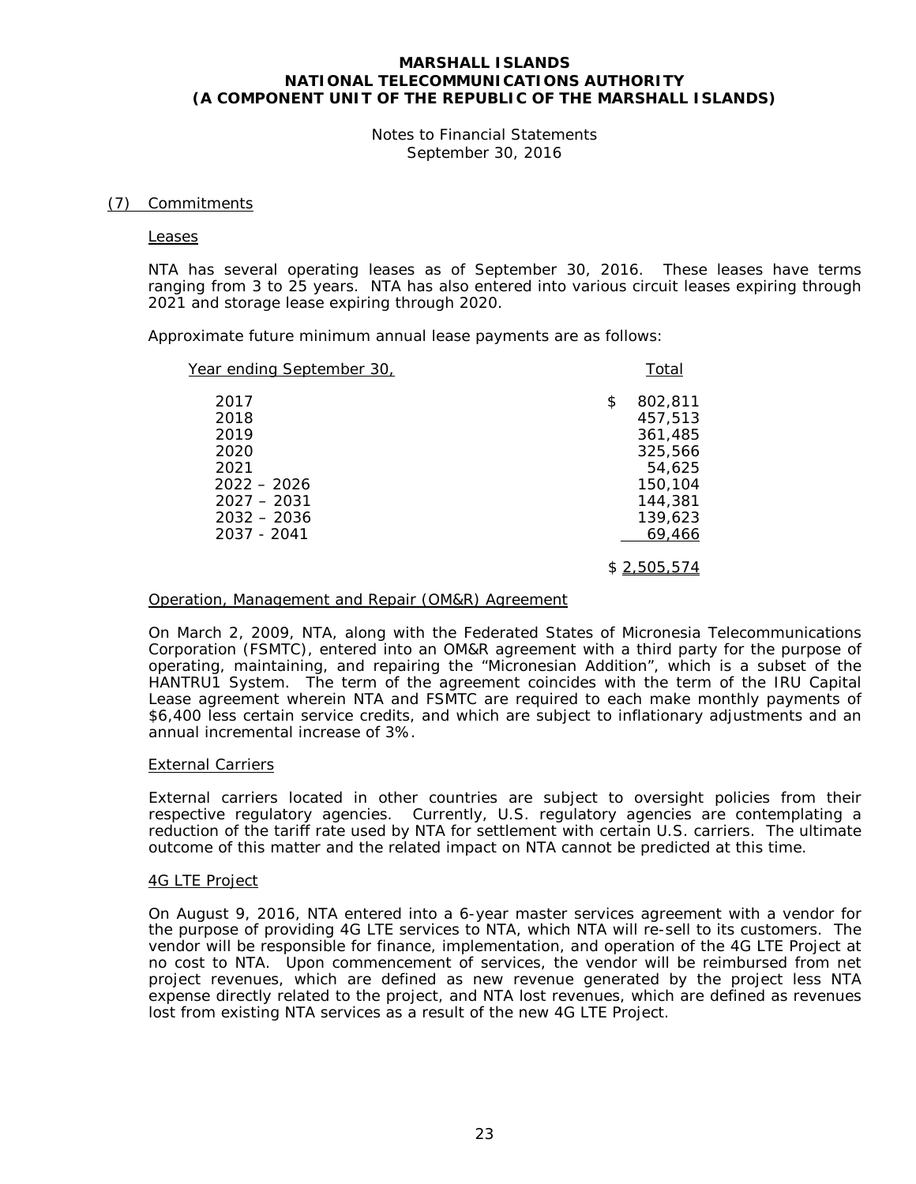**MARSHALL ISLANDS**
**NATIONAL TELECOMMUNICATIONS AUTHORITY**
**(A COMPONENT UNIT OF THE REPUBLIC OF THE MARSHALL ISLANDS)**

Notes to Financial Statements
September 30, 2016

## (7) Commitments

### Leases

NTA has several operating leases as of September 30, 2016. These leases have terms ranging from 3 to 25 years. NTA has also entered into various circuit leases expiring through 2021 and storage lease expiring through 2020.

Approximate future minimum annual lease payments are as follows:

| Year ending September 30, | Total |
|---|---|
| 2017 | $ 802,811 |
| 2018 | 457,513 |
| 2019 | 361,485 |
| 2020 | 325,566 |
| 2021 | 54,625 |
| 2022 – 2026 | 150,104 |
| 2027 – 2031 | 144,381 |
| 2032 – 2036 | 139,623 |
| 2037 - 2041 | 69,466 |
| | $ 2,505,574 |

### Operation, Management and Repair (OM&R) Agreement

On March 2, 2009, NTA, along with the Federated States of Micronesia Telecommunications Corporation (FSMTC), entered into an OM&R agreement with a third party for the purpose of operating, maintaining, and repairing the "Micronesian Addition", which is a subset of the HANTRU1 System. The term of the agreement coincides with the term of the IRU Capital Lease agreement wherein NTA and FSMTC are required to each make monthly payments of $6,400 less certain service credits, and which are subject to inflationary adjustments and an annual incremental increase of 3%.

### External Carriers

External carriers located in other countries are subject to oversight policies from their respective regulatory agencies. Currently, U.S. regulatory agencies are contemplating a reduction of the tariff rate used by NTA for settlement with certain U.S. carriers. The ultimate outcome of this matter and the related impact on NTA cannot be predicted at this time.

### 4G LTE Project

On August 9, 2016, NTA entered into a 6-year master services agreement with a vendor for the purpose of providing 4G LTE services to NTA, which NTA will re-sell to its customers. The vendor will be responsible for finance, implementation, and operation of the 4G LTE Project at no cost to NTA. Upon commencement of services, the vendor will be reimbursed from net project revenues, which are defined as new revenue generated by the project less NTA expense directly related to the project, and NTA lost revenues, which are defined as revenues lost from existing NTA services as a result of the new 4G LTE Project.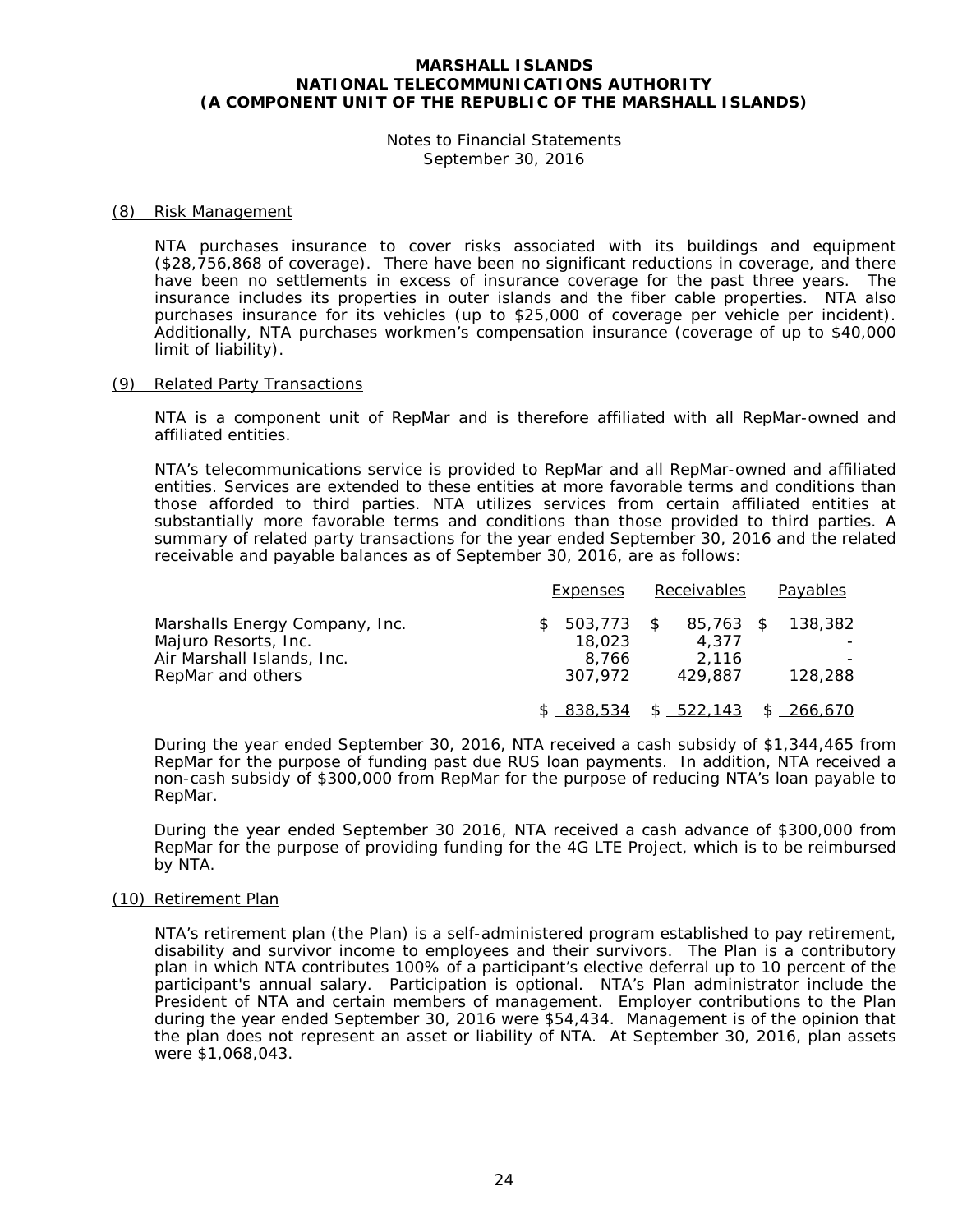**MARSHALL ISLANDS**
**NATIONAL TELECOMMUNICATIONS AUTHORITY**
**(A COMPONENT UNIT OF THE REPUBLIC OF THE MARSHALL ISLANDS)**

Notes to Financial Statements
September 30, 2016

## (8) Risk Management

NTA purchases insurance to cover risks associated with its buildings and equipment ($28,756,868 of coverage). There have been no significant reductions in coverage, and there have been no settlements in excess of insurance coverage for the past three years. The insurance includes its properties in outer islands and the fiber cable properties. NTA also purchases insurance for its vehicles (up to $25,000 of coverage per vehicle per incident). Additionally, NTA purchases workmen's compensation insurance (coverage of up to $40,000 limit of liability).

## (9) Related Party Transactions

NTA is a component unit of RepMar and is therefore affiliated with all RepMar-owned and affiliated entities.

NTA's telecommunications service is provided to RepMar and all RepMar-owned and affiliated entities. Services are extended to these entities at more favorable terms and conditions than those afforded to third parties. NTA utilizes services from certain affiliated entities at substantially more favorable terms and conditions than those provided to third parties. A summary of related party transactions for the year ended September 30, 2016 and the related receivable and payable balances as of September 30, 2016, are as follows:

| | Expenses | Receivables | Payables |
|---|---|---|---|
| Marshalls Energy Company, Inc. | $ 503,773 | $ 85,763 | $ 138,382 |
| Majuro Resorts, Inc. | 18,023 | 4,377 | - |
| Air Marshall Islands, Inc. | 8,766 | 2,116 | - |
| RepMar and others | 307,972 | 429,887 | 128,288 |
| | $ 838,534 | $ 522,143 | $ 266,670 |

During the year ended September 30, 2016, NTA received a cash subsidy of $1,344,465 from RepMar for the purpose of funding past due RUS loan payments. In addition, NTA received a non-cash subsidy of $300,000 from RepMar for the purpose of reducing NTA's loan payable to RepMar.

During the year ended September 30 2016, NTA received a cash advance of $300,000 from RepMar for the purpose of providing funding for the 4G LTE Project, which is to be reimbursed by NTA.

## (10) Retirement Plan

NTA's retirement plan (the Plan) is a self-administered program established to pay retirement, disability and survivor income to employees and their survivors. The Plan is a contributory plan in which NTA contributes 100% of a participant's elective deferral up to 10 percent of the participant's annual salary. Participation is optional. NTA's Plan administrator include the President of NTA and certain members of management. Employer contributions to the Plan during the year ended September 30, 2016 were $54,434. Management is of the opinion that the plan does not represent an asset or liability of NTA. At September 30, 2016, plan assets were $1,068,043.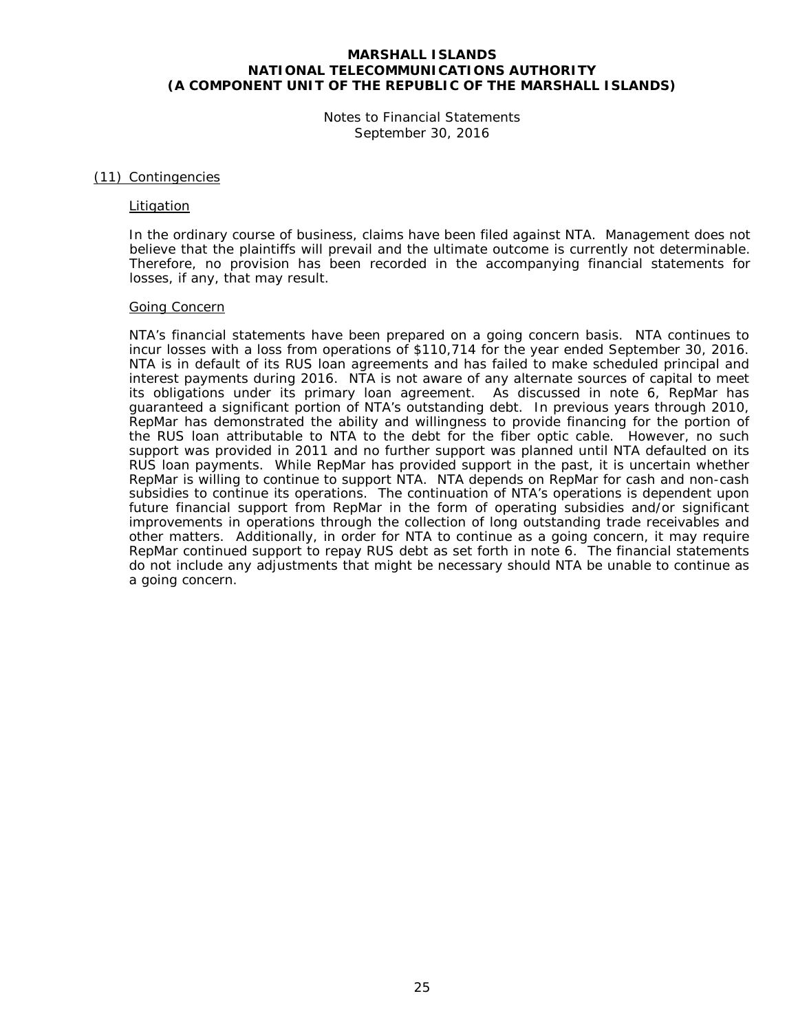## (11) Contingencies

### Litigation

In the ordinary course of business, claims have been filed against NTA. Management does not believe that the plaintiffs will prevail and the ultimate outcome is currently not determinable. Therefore, no provision has been recorded in the accompanying financial statements for losses, if any, that may result.

### Going Concern

NTA's financial statements have been prepared on a going concern basis. NTA continues to incur losses with a loss from operations of $110,714 for the year ended September 30, 2016. NTA is in default of its RUS loan agreements and has failed to make scheduled principal and interest payments during 2016. NTA is not aware of any alternate sources of capital to meet its obligations under its primary loan agreement. As discussed in note 6, RepMar has guaranteed a significant portion of NTA's outstanding debt. In previous years through 2010, RepMar has demonstrated the ability and willingness to provide financing for the portion of the RUS loan attributable to NTA to the debt for the fiber optic cable. However, no such support was provided in 2011 and no further support was planned until NTA defaulted on its RUS loan payments. While RepMar has provided support in the past, it is uncertain whether RepMar is willing to continue to support NTA. NTA depends on RepMar for cash and non-cash subsidies to continue its operations. The continuation of NTA's operations is dependent upon future financial support from RepMar in the form of operating subsidies and/or significant improvements in operations through the collection of long outstanding trade receivables and other matters. Additionally, in order for NTA to continue as a going concern, it may require RepMar continued support to repay RUS debt as set forth in note 6. The financial statements do not include any adjustments that might be necessary should NTA be unable to continue as a going concern.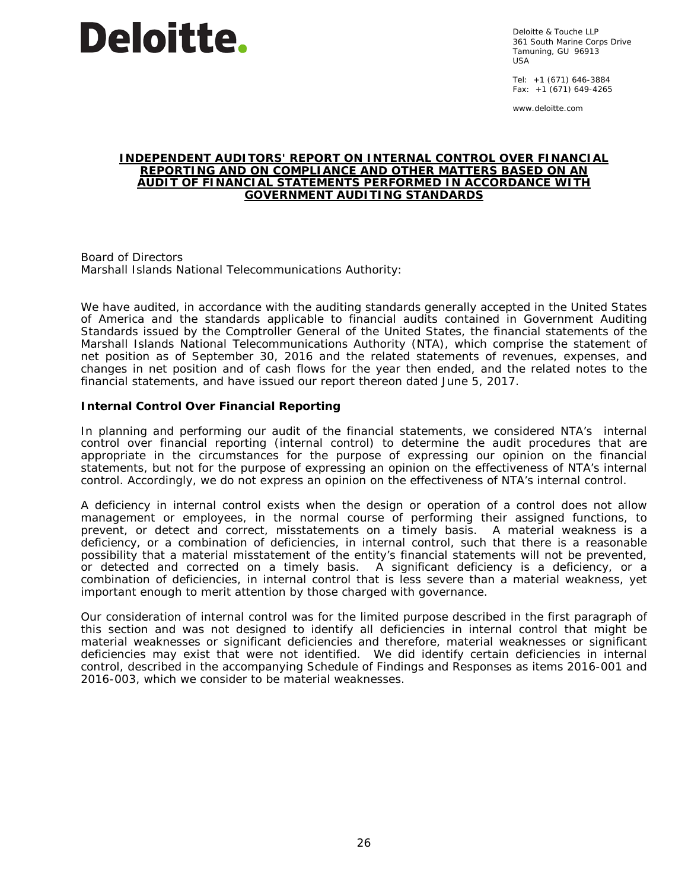Deloitte.

Deloitte & Touche LLP
361 South Marine Corps Drive
Tamuning, GU 96913
USA

Tel: +1 (671) 646-3884
Fax: +1 (671) 649-4265

www.deloitte.com

## INDEPENDENT AUDITORS' REPORT ON INTERNAL CONTROL OVER FINANCIAL REPORTING AND ON COMPLIANCE AND OTHER MATTERS BASED ON AN AUDIT OF FINANCIAL STATEMENTS PERFORMED IN ACCORDANCE WITH GOVERNMENT AUDITING STANDARDS

Board of Directors
Marshall Islands National Telecommunications Authority:

We have audited, in accordance with the auditing standards generally accepted in the United States of America and the standards applicable to financial audits contained in Government Auditing Standards issued by the Comptroller General of the United States, the financial statements of the Marshall Islands National Telecommunications Authority (NTA), which comprise the statement of net position as of September 30, 2016 and the related statements of revenues, expenses, and changes in net position and of cash flows for the year then ended, and the related notes to the financial statements, and have issued our report thereon dated June 5, 2017.

**Internal Control Over Financial Reporting**

In planning and performing our audit of the financial statements, we considered NTA's internal control over financial reporting (internal control) to determine the audit procedures that are appropriate in the circumstances for the purpose of expressing our opinion on the financial statements, but not for the purpose of expressing an opinion on the effectiveness of NTA's internal control. Accordingly, we do not express an opinion on the effectiveness of NTA's internal control.

A deficiency in internal control exists when the design or operation of a control does not allow management or employees, in the normal course of performing their assigned functions, to prevent, or detect and correct, misstatements on a timely basis. A material weakness is a deficiency, or a combination of deficiencies, in internal control, such that there is a reasonable possibility that a material misstatement of the entity's financial statements will not be prevented, or detected and corrected on a timely basis. A significant deficiency is a deficiency, or a combination of deficiencies, in internal control that is less severe than a material weakness, yet important enough to merit attention by those charged with governance.

Our consideration of internal control was for the limited purpose described in the first paragraph of this section and was not designed to identify all deficiencies in internal control that might be material weaknesses or significant deficiencies and therefore, material weaknesses or significant deficiencies may exist that were not identified. We did identify certain deficiencies in internal control, described in the accompanying Schedule of Findings and Responses as items 2016-001 and 2016-003, which we consider to be material weaknesses.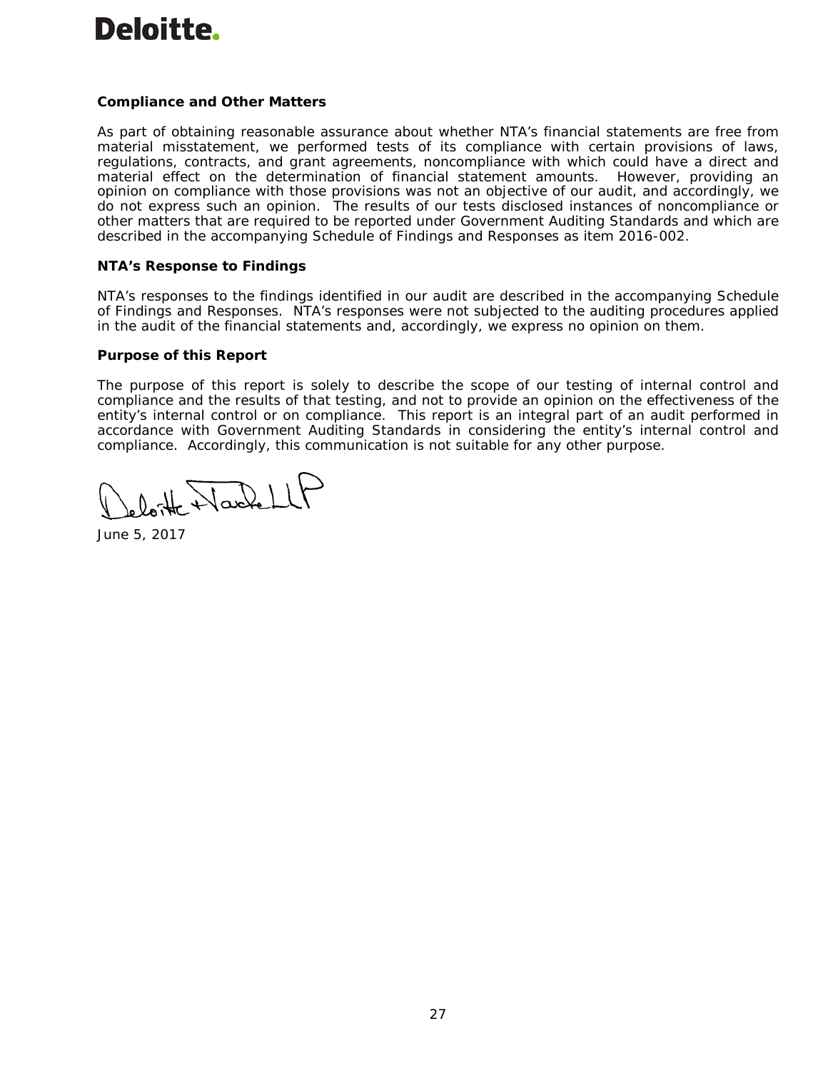**Compliance and Other Matters**

As part of obtaining reasonable assurance about whether NTA's financial statements are free from material misstatement, we performed tests of its compliance with certain provisions of laws, regulations, contracts, and grant agreements, noncompliance with which could have a direct and material effect on the determination of financial statement amounts. However, providing an opinion on compliance with those provisions was not an objective of our audit, and accordingly, we do not express such an opinion. The results of our tests disclosed instances of noncompliance or other matters that are required to be reported under Government Auditing Standards and which are described in the accompanying Schedule of Findings and Responses as item 2016-002.

**NTA's Response to Findings**

NTA's responses to the findings identified in our audit are described in the accompanying Schedule of Findings and Responses. NTA's responses were not subjected to the auditing procedures applied in the audit of the financial statements and, accordingly, we express no opinion on them.

**Purpose of this Report**

The purpose of this report is solely to describe the scope of our testing of internal control and compliance and the results of that testing, and not to provide an opinion on the effectiveness of the entity's internal control or on compliance. This report is an integral part of an audit performed in accordance with Government Auditing Standards in considering the entity's internal control and compliance. Accordingly, this communication is not suitable for any other purpose.

Deloitte & Touche LLP

June 5, 2017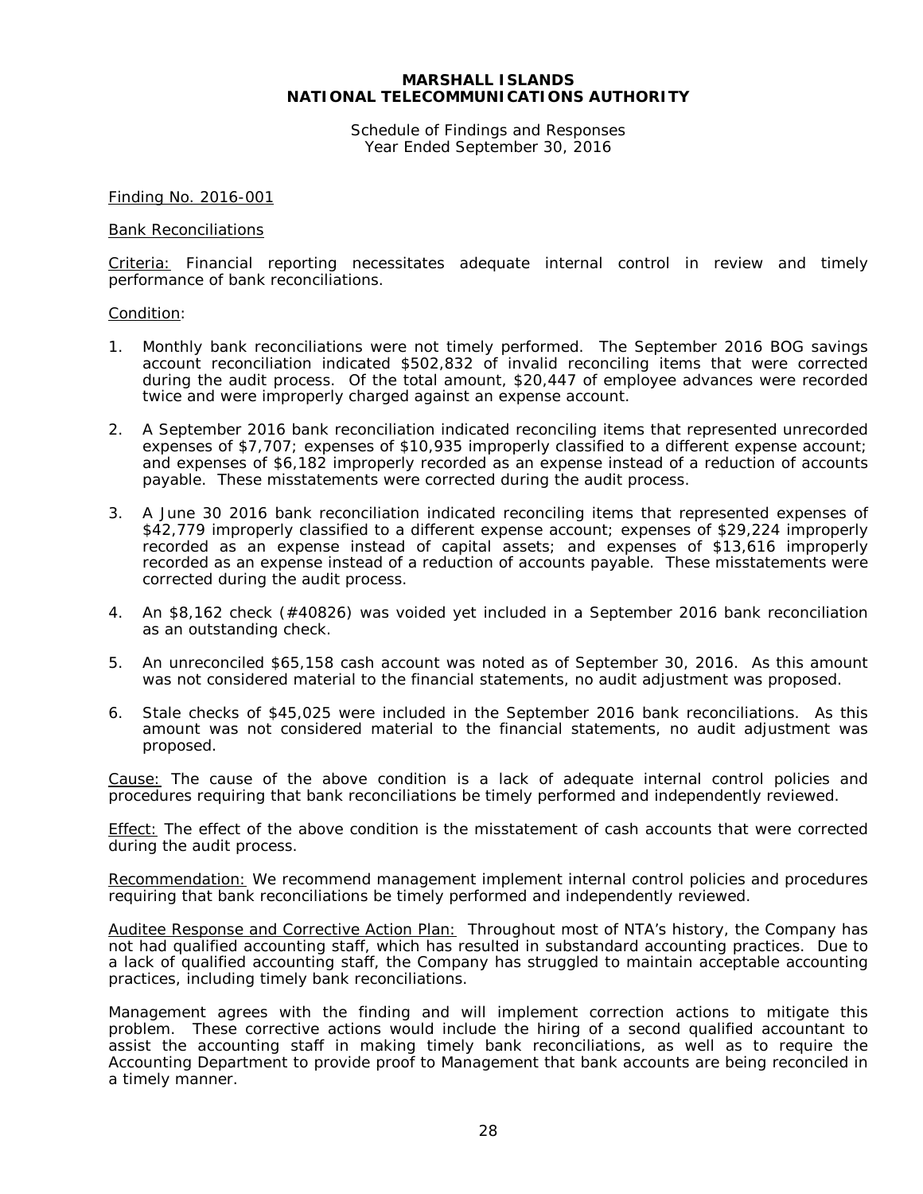# MARSHALL ISLANDS
# NATIONAL TELECOMMUNICATIONS AUTHORITY

Schedule of Findings and Responses
Year Ended September 30, 2016

Finding No. 2016-001

Bank Reconciliations

Criteria: Financial reporting necessitates adequate internal control in review and timely performance of bank reconciliations.

Condition:

1. Monthly bank reconciliations were not timely performed. The September 2016 BOG savings account reconciliation indicated $502,832 of invalid reconciling items that were corrected during the audit process. Of the total amount, $20,447 of employee advances were recorded twice and were improperly charged against an expense account.

2. A September 2016 bank reconciliation indicated reconciling items that represented unrecorded expenses of $7,707; expenses of $10,935 improperly classified to a different expense account; and expenses of $6,182 improperly recorded as an expense instead of a reduction of accounts payable. These misstatements were corrected during the audit process.

3. A June 30 2016 bank reconciliation indicated reconciling items that represented expenses of $42,779 improperly classified to a different expense account; expenses of $29,224 improperly recorded as an expense instead of capital assets; and expenses of $13,616 improperly recorded as an expense instead of a reduction of accounts payable. These misstatements were corrected during the audit process.

4. An $8,162 check (#40826) was voided yet included in a September 2016 bank reconciliation as an outstanding check.

5. An unreconciled $65,158 cash account was noted as of September 30, 2016. As this amount was not considered material to the financial statements, no audit adjustment was proposed.

6. Stale checks of $45,025 were included in the September 2016 bank reconciliations. As this amount was not considered material to the financial statements, no audit adjustment was proposed.

Cause: The cause of the above condition is a lack of adequate internal control policies and procedures requiring that bank reconciliations be timely performed and independently reviewed.

Effect: The effect of the above condition is the misstatement of cash accounts that were corrected during the audit process.

Recommendation: We recommend management implement internal control policies and procedures requiring that bank reconciliations be timely performed and independently reviewed.

Auditee Response and Corrective Action Plan: Throughout most of NTA's history, the Company has not had qualified accounting staff, which has resulted in substandard accounting practices. Due to a lack of qualified accounting staff, the Company has struggled to maintain acceptable accounting practices, including timely bank reconciliations.

Management agrees with the finding and will implement correction actions to mitigate this problem. These corrective actions would include the hiring of a second qualified accountant to assist the accounting staff in making timely bank reconciliations, as well as to require the Accounting Department to provide proof to Management that bank accounts are being reconciled in a timely manner.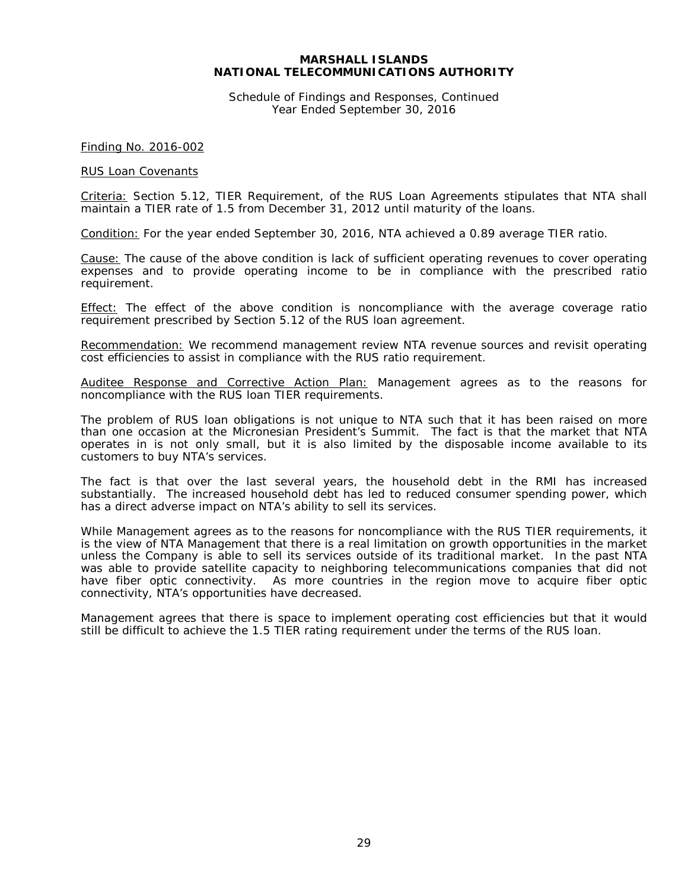**MARSHALL ISLANDS**
**NATIONAL TELECOMMUNICATIONS AUTHORITY**

Schedule of Findings and Responses, Continued
Year Ended September 30, 2016

Finding No. 2016-002

RUS Loan Covenants

Criteria: Section 5.12, TIER Requirement, of the RUS Loan Agreements stipulates that NTA shall maintain a TIER rate of 1.5 from December 31, 2012 until maturity of the loans.

Condition: For the year ended September 30, 2016, NTA achieved a 0.89 average TIER ratio.

Cause: The cause of the above condition is lack of sufficient operating revenues to cover operating expenses and to provide operating income to be in compliance with the prescribed ratio requirement.

Effect: The effect of the above condition is noncompliance with the average coverage ratio requirement prescribed by Section 5.12 of the RUS loan agreement.

Recommendation: We recommend management review NTA revenue sources and revisit operating cost efficiencies to assist in compliance with the RUS ratio requirement.

Auditee Response and Corrective Action Plan: Management agrees as to the reasons for noncompliance with the RUS loan TIER requirements.

The problem of RUS loan obligations is not unique to NTA such that it has been raised on more than one occasion at the Micronesian President's Summit. The fact is that the market that NTA operates in is not only small, but it is also limited by the disposable income available to its customers to buy NTA's services.

The fact is that over the last several years, the household debt in the RMI has increased substantially. The increased household debt has led to reduced consumer spending power, which has a direct adverse impact on NTA's ability to sell its services.

While Management agrees as to the reasons for noncompliance with the RUS TIER requirements, it is the view of NTA Management that there is a real limitation on growth opportunities in the market unless the Company is able to sell its services outside of its traditional market. In the past NTA was able to provide satellite capacity to neighboring telecommunications companies that did not have fiber optic connectivity. As more countries in the region move to acquire fiber optic connectivity, NTA's opportunities have decreased.

Management agrees that there is space to implement operating cost efficiencies but that it would still be difficult to achieve the 1.5 TIER rating requirement under the terms of the RUS loan.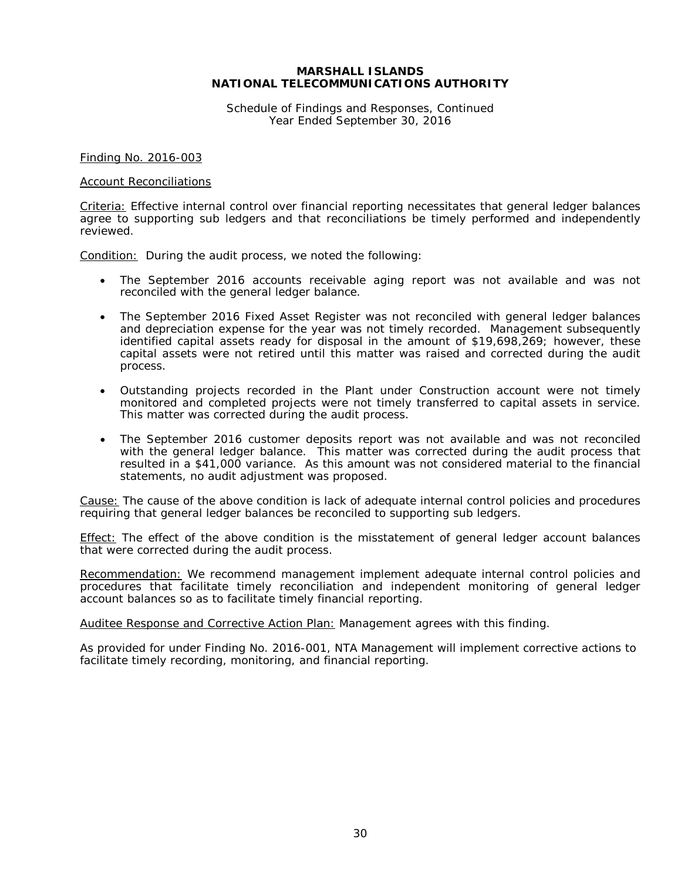**MARSHALL ISLANDS**
**NATIONAL TELECOMMUNICATIONS AUTHORITY**

Schedule of Findings and Responses, Continued
Year Ended September 30, 2016

Finding No. 2016-003

Account Reconciliations

Criteria: Effective internal control over financial reporting necessitates that general ledger balances agree to supporting sub ledgers and that reconciliations be timely performed and independently reviewed.

Condition: During the audit process, we noted the following:

- The September 2016 accounts receivable aging report was not available and was not reconciled with the general ledger balance.
- The September 2016 Fixed Asset Register was not reconciled with general ledger balances and depreciation expense for the year was not timely recorded. Management subsequently identified capital assets ready for disposal in the amount of $19,698,269; however, these capital assets were not retired until this matter was raised and corrected during the audit process.
- Outstanding projects recorded in the Plant under Construction account were not timely monitored and completed projects were not timely transferred to capital assets in service. This matter was corrected during the audit process.
- The September 2016 customer deposits report was not available and was not reconciled with the general ledger balance. This matter was corrected during the audit process that resulted in a $41,000 variance. As this amount was not considered material to the financial statements, no audit adjustment was proposed.

Cause: The cause of the above condition is lack of adequate internal control policies and procedures requiring that general ledger balances be reconciled to supporting sub ledgers.

Effect: The effect of the above condition is the misstatement of general ledger account balances that were corrected during the audit process.

Recommendation: We recommend management implement adequate internal control policies and procedures that facilitate timely reconciliation and independent monitoring of general ledger account balances so as to facilitate timely financial reporting.

Auditee Response and Corrective Action Plan: Management agrees with this finding.

As provided for under Finding No. 2016-001, NTA Management will implement corrective actions to facilitate timely recording, monitoring, and financial reporting.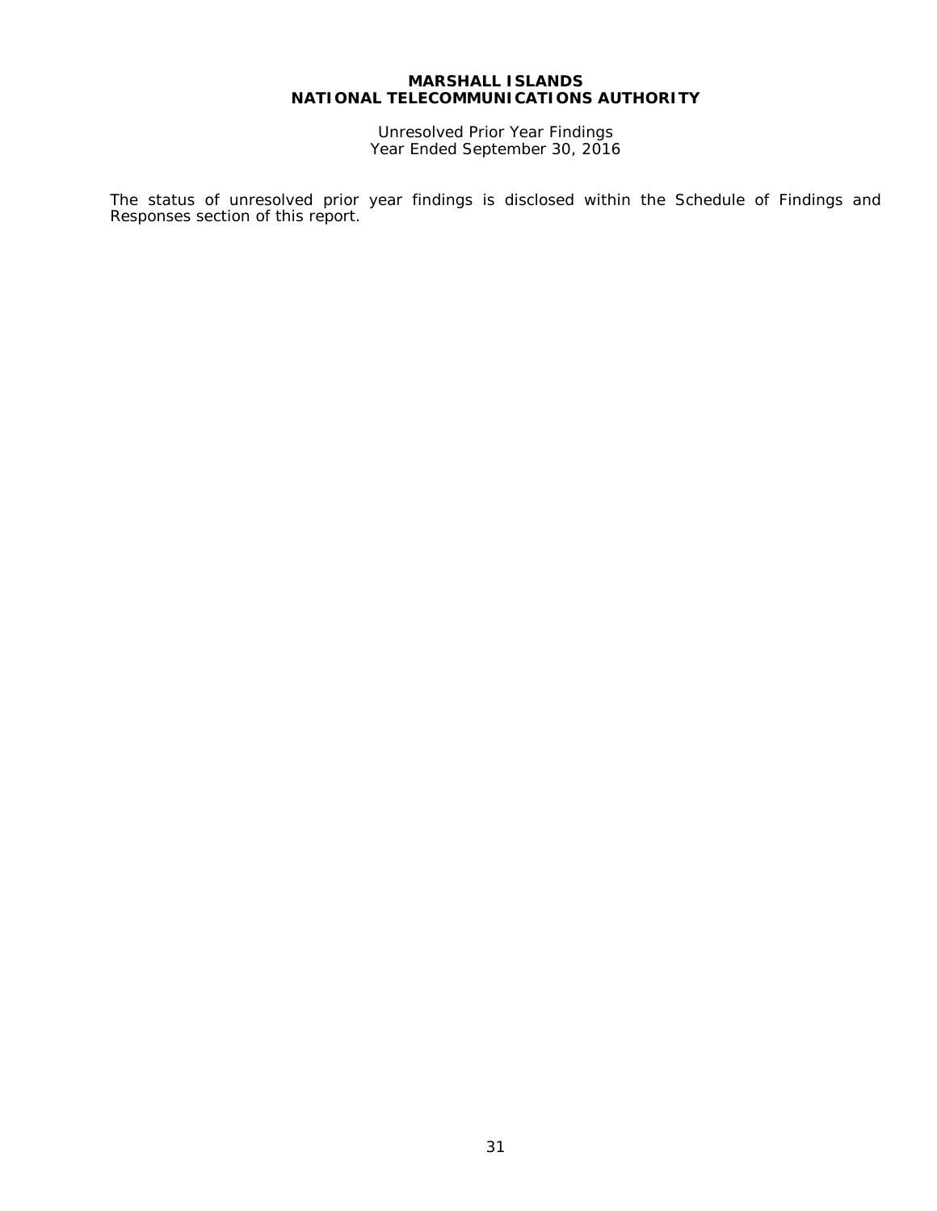# MARSHALL ISLANDS NATIONAL TELECOMMUNICATIONS AUTHORITY

Unresolved Prior Year Findings
Year Ended September 30, 2016

The status of unresolved prior year findings is disclosed within the Schedule of Findings and Responses section of this report.